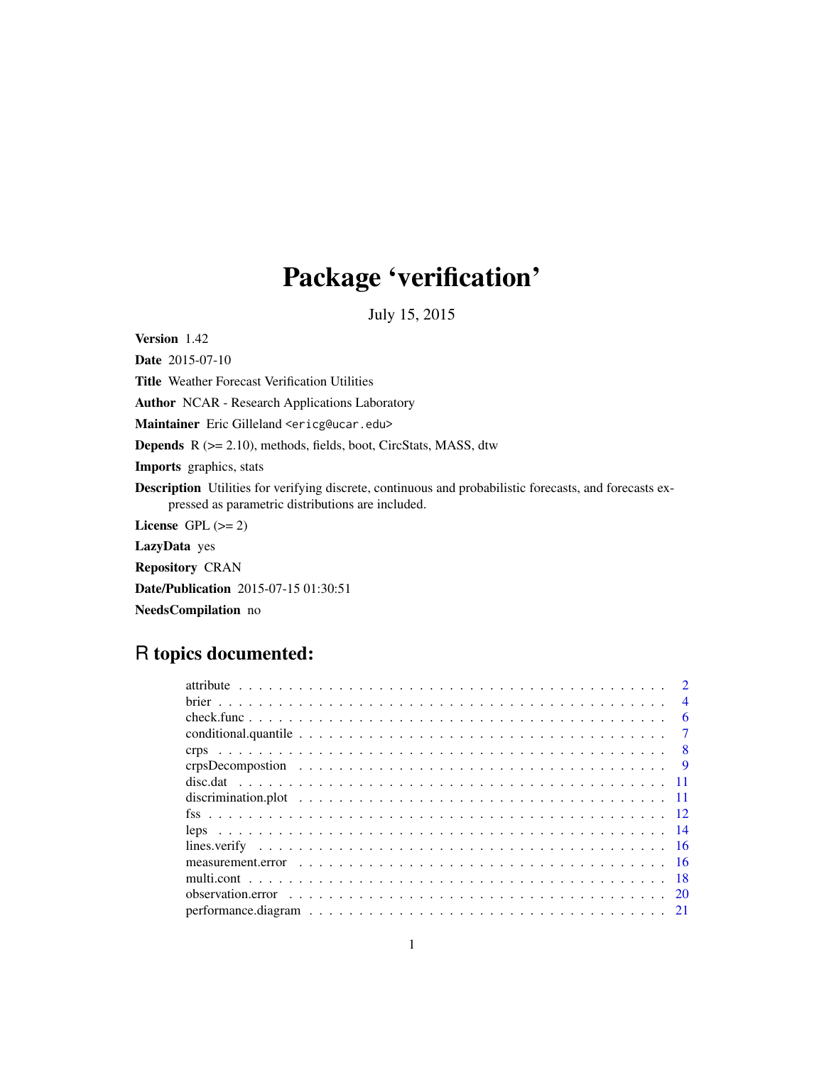# Package 'verification'

July 15, 2015

**Version** 1.42

**Date** 2015-07-10

**Title** Weather Forecast Verification Utilities

**Author** NCAR - Research Applications Laboratory

**Maintainer** Eric Gilleland <ericg@ucar.edu>

**Depends** R (>= 2.10), methods, fields, boot, CircStats, MASS, dtw

**Imports** graphics, stats

**Description** Utilities for verifying discrete, continuous and probabilistic forecasts, and forecasts expressed as parametric distributions are included.

**License** GPL (>= 2)

**LazyData** yes

**Repository** CRAN

**Date/Publication** 2015-07-15 01:30:51

**NeedsCompilation** no

## R topics documented:

| | |
|---|---|
| attribute | 2 |
| brier | 4 |
| check.func | 6 |
| conditional.quantile | 7 |
| crps | 8 |
| crpsDecompostion | 9 |
| disc.dat | 11 |
| discrimination.plot | 11 |
| fss | 12 |
| leps | 14 |
| lines.verify | 16 |
| measurement.error | 16 |
| multi.cont | 18 |
| observation.error | 20 |
| performance.diagram | 21 |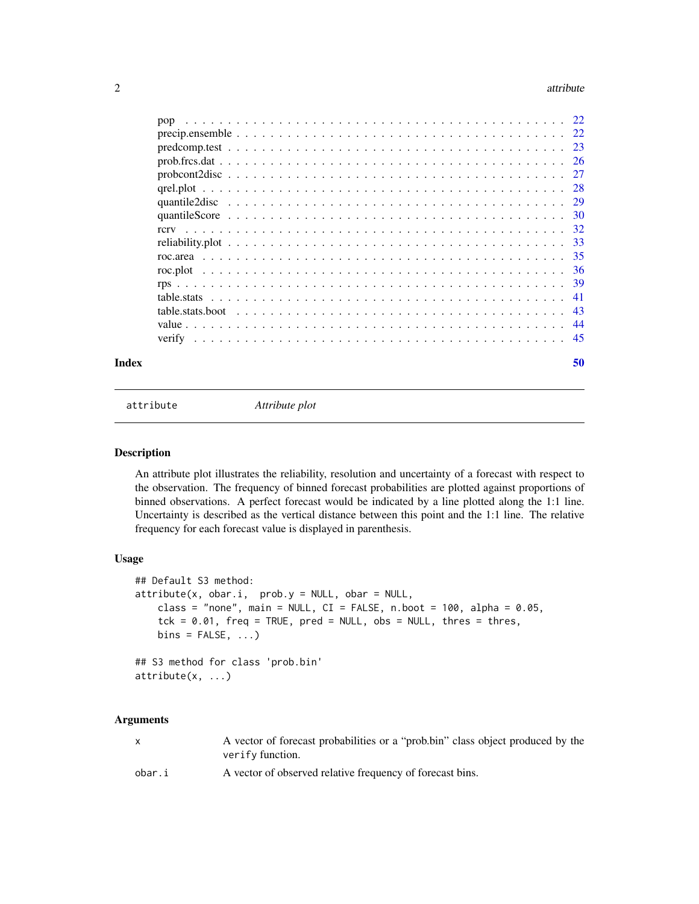| | |
|---|---|
| pop | 22 |
| precip.ensemble | 22 |
| predcomp.test | 23 |
| prob.frcs.dat | 26 |
| probcont2disc | 27 |
| qrel.plot | 28 |
| quantile2disc | 29 |
| quantileScore | 30 |
| rcrv | 32 |
| reliability.plot | 33 |
| roc.area | 35 |
| roc.plot | 36 |
| rps | 39 |
| table.stats | 41 |
| table.stats.boot | 43 |
| value | 44 |
| verify | 45 |

**Index** **50**

---

`attribute` *Attribute plot*

---

### Description

An attribute plot illustrates the reliability, resolution and uncertainty of a forecast with respect to the observation. The frequency of binned forecast probabilities are plotted against proportions of binned observations. A perfect forecast would be indicated by a line plotted along the 1:1 line. Uncertainty is described as the vertical distance between this point and the 1:1 line. The relative frequency for each forecast value is displayed in parenthesis.

### Usage

```
## Default S3 method:
attribute(x, obar.i,  prob.y = NULL, obar = NULL,
    class = "none", main = NULL, CI = FALSE, n.boot = 100, alpha = 0.05,
    tck = 0.01, freq = TRUE, pred = NULL, obs = NULL, thres = thres,
    bins = FALSE, ...)

## S3 method for class 'prob.bin'
attribute(x, ...)
```

### Arguments

| | |
|---|---|
| `x` | A vector of forecast probabilities or a "prob.bin" class object produced by the `verify` function. |
| `obar.i` | A vector of observed relative frequency of forecast bins. |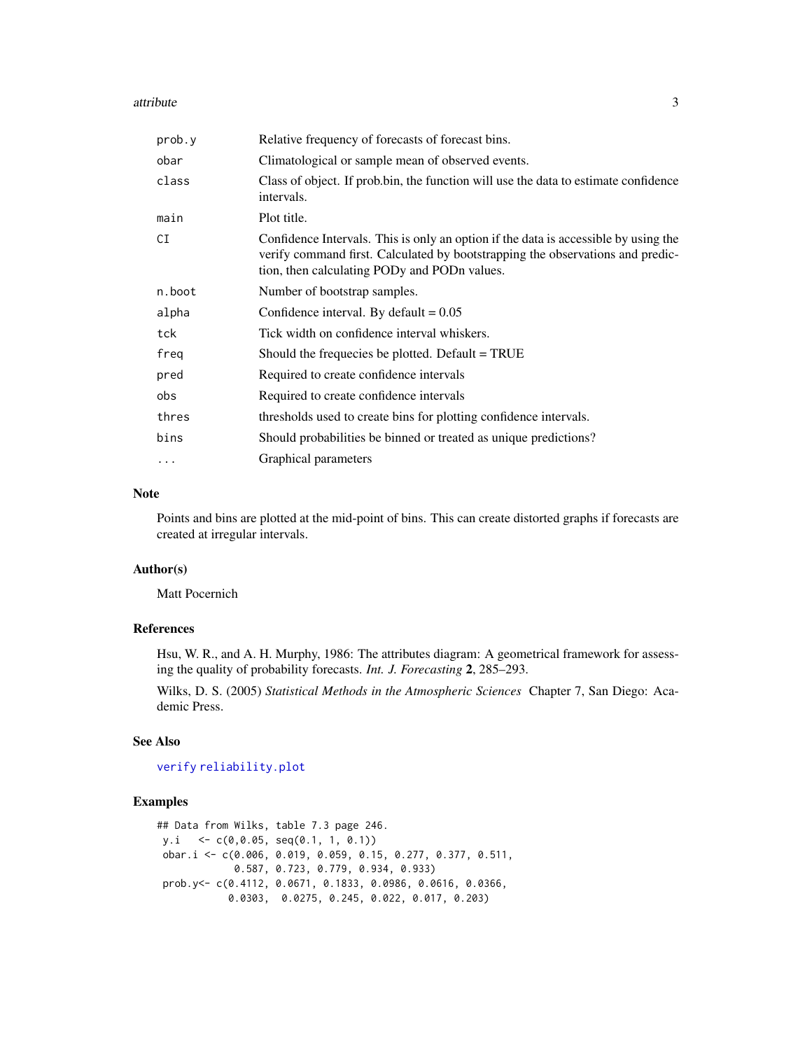| | |
|---|---|
| prob.y | Relative frequency of forecasts of forecast bins. |
| obar | Climatological or sample mean of observed events. |
| class | Class of object. If prob.bin, the function will use the data to estimate confidence intervals. |
| main | Plot title. |
| CI | Confidence Intervals. This is only an option if the data is accessible by using the verify command first. Calculated by bootstrapping the observations and prediction, then calculating PODy and PODn values. |
| n.boot | Number of bootstrap samples. |
| alpha | Confidence interval. By default = 0.05 |
| tck | Tick width on confidence interval whiskers. |
| freq | Should the frequecies be plotted. Default = TRUE |
| pred | Required to create confidence intervals |
| obs | Required to create confidence intervals |
| thres | thresholds used to create bins for plotting confidence intervals. |
| bins | Should probabilities be binned or treated as unique predictions? |
| ... | Graphical parameters |

### Note

Points and bins are plotted at the mid-point of bins. This can create distorted graphs if forecasts are created at irregular intervals.

### Author(s)

Matt Pocernich

### References

Hsu, W. R., and A. H. Murphy, 1986: The attributes diagram: A geometrical framework for assessing the quality of probability forecasts. *Int. J. Forecasting* **2**, 285–293.

Wilks, D. S. (2005) *Statistical Methods in the Atmospheric Sciences* Chapter 7, San Diego: Academic Press.

### See Also

verify reliability.plot

### Examples

```
## Data from Wilks, table 7.3 page 246.
 y.i   <- c(0,0.05, seq(0.1, 1, 0.1))
 obar.i <- c(0.006, 0.019, 0.059, 0.15, 0.277, 0.377, 0.511,
             0.587, 0.723, 0.779, 0.934, 0.933)
 prob.y<- c(0.4112, 0.0671, 0.1833, 0.0986, 0.0616, 0.0366,
            0.0303,  0.0275, 0.245, 0.022, 0.017, 0.203)
```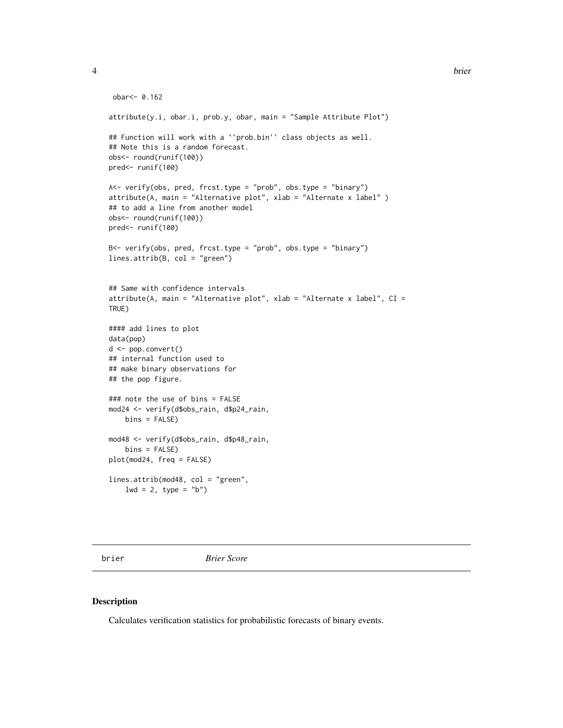```
 obar<- 0.162

attribute(y.i, obar.i, prob.y, obar, main = "Sample Attribute Plot")

## Function will work with a ``prob.bin'' class objects as well.
## Note this is a random forecast.
obs<- round(runif(100))
pred<- runif(100)

A<- verify(obs, pred, frcst.type = "prob", obs.type = "binary")
attribute(A, main = "Alternative plot", xlab = "Alternate x label" )
## to add a line from another model
obs<- round(runif(100))
pred<- runif(100)

B<- verify(obs, pred, frcst.type = "prob", obs.type = "binary")
lines.attrib(B, col = "green")


## Same with confidence intervals
attribute(A, main = "Alternative plot", xlab = "Alternate x label", CI =
TRUE)

#### add lines to plot
data(pop)
d <- pop.convert()
## internal function used to
## make binary observations for
## the pop figure.

### note the use of bins = FALSE
mod24 <- verify(d$obs_rain, d$p24_rain,
    bins = FALSE)

mod48 <- verify(d$obs_rain, d$p48_rain,
    bins = FALSE)
plot(mod24, freq = FALSE)

lines.attrib(mod48, col = "green",
    lwd = 2, type = "b")
```

## brier *Brier Score*

### Description

Calculates verification statistics for probabilistic forecasts of binary events.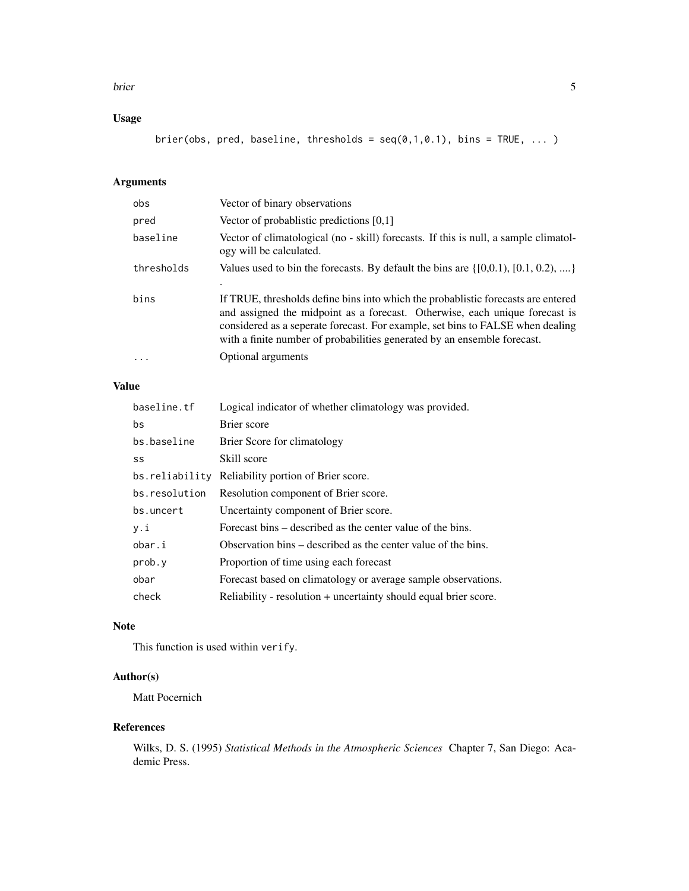## Usage

```
brier(obs, pred, baseline, thresholds = seq(0,1,0.1), bins = TRUE, ... )
```

## Arguments

| | |
|---|---|
| obs | Vector of binary observations |
| pred | Vector of probablistic predictions [0,1] |
| baseline | Vector of climatological (no - skill) forecasts. If this is null, a sample climatology will be calculated. |
| thresholds | Values used to bin the forecasts. By default the bins are {[0,0.1), [0.1, 0.2), ....} . |
| bins | If TRUE, thresholds define bins into which the probablistic forecasts are entered and assigned the midpoint as a forecast. Otherwise, each unique forecast is considered as a seperate forecast. For example, set bins to FALSE when dealing with a finite number of probabilities generated by an ensemble forecast. |
| ... | Optional arguments |

## Value

| | |
|---|---|
| baseline.tf | Logical indicator of whether climatology was provided. |
| bs | Brier score |
| bs.baseline | Brier Score for climatology |
| ss | Skill score |
| bs.reliability | Reliability portion of Brier score. |
| bs.resolution | Resolution component of Brier score. |
| bs.uncert | Uncertainty component of Brier score. |
| y.i | Forecast bins – described as the center value of the bins. |
| obar.i | Observation bins – described as the center value of the bins. |
| prob.y | Proportion of time using each forecast |
| obar | Forecast based on climatology or average sample observations. |
| check | Reliability - resolution + uncertainty should equal brier score. |

## Note

This function is used within `verify`.

## Author(s)

Matt Pocernich

## References

Wilks, D. S. (1995) *Statistical Methods in the Atmospheric Sciences* Chapter 7, San Diego: Academic Press.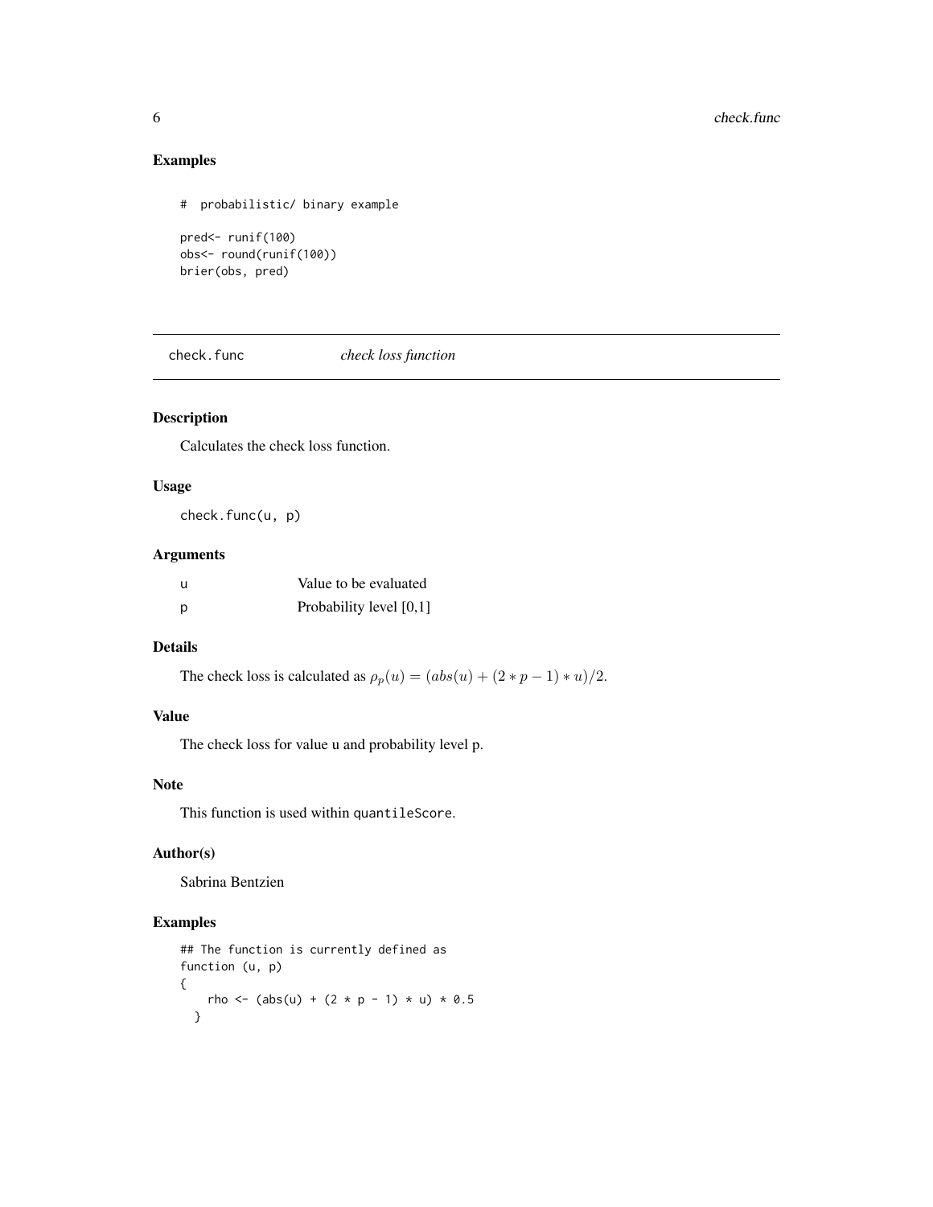## Examples

```
#  probabilistic/ binary example

pred<- runif(100)
obs<- round(runif(100))
brier(obs, pred)
```

---

# check.func *check loss function*

## Description

Calculates the check loss function.

## Usage

```
check.func(u, p)
```

## Arguments

| | |
|---|---|
| u | Value to be evaluated |
| p | Probability level [0,1] |

## Details

The check loss is calculated as $\rho_p(u) = (abs(u) + (2 * p - 1) * u)/2$.

## Value

The check loss for value u and probability level p.

## Note

This function is used within `quantileScore`.

## Author(s)

Sabrina Bentzien

## Examples

```
## The function is currently defined as
function (u, p)
{
    rho <- (abs(u) + (2 * p - 1) * u) * 0.5
  }
```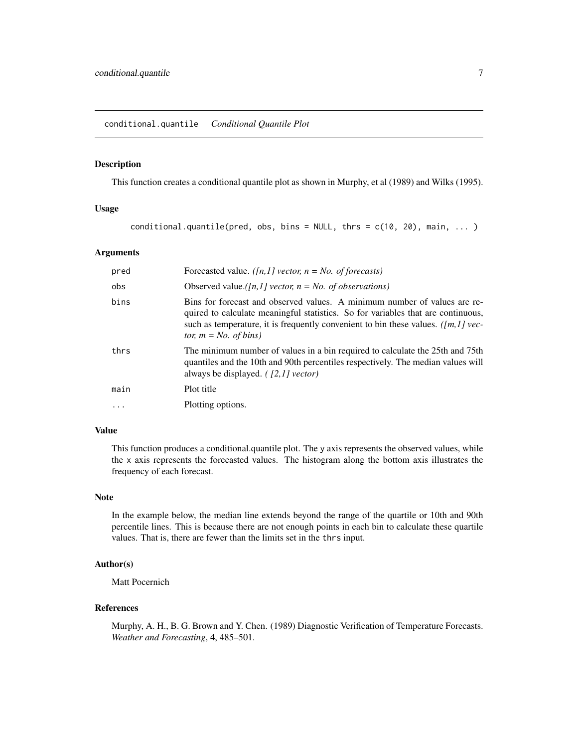## conditional.quantile *Conditional Quantile Plot*

### Description

This function creates a conditional quantile plot as shown in Murphy, et al (1989) and Wilks (1995).

### Usage

```
conditional.quantile(pred, obs, bins = NULL, thrs = c(10, 20), main, ... )
```

### Arguments

| | |
|---|---|
| pred | Forecasted value. *([n,1] vector, n = No. of forecasts)* |
| obs | Observed value.*([n,1] vector, n = No. of observations)* |
| bins | Bins for forecast and observed values. A minimum number of values are required to calculate meaningful statistics. So for variables that are continuous, such as temperature, it is frequently convenient to bin these values. *([m,1] vector, m = No. of bins)* |
| thrs | The minimum number of values in a bin required to calculate the 25th and 75th quantiles and the 10th and 90th percentiles respectively. The median values will always be displayed. *( [2,1] vector)* |
| main | Plot title |
| ... | Plotting options. |

### Value

This function produces a conditional.quantile plot. The `y` axis represents the observed values, while the `x` axis represents the forecasted values. The histogram along the bottom axis illustrates the frequency of each forecast.

### Note

In the example below, the median line extends beyond the range of the quartile or 10th and 90th percentile lines. This is because there are not enough points in each bin to calculate these quartile values. That is, there are fewer than the limits set in the `thrs` input.

### Author(s)

Matt Pocernich

### References

Murphy, A. H., B. G. Brown and Y. Chen. (1989) Diagnostic Verification of Temperature Forecasts. *Weather and Forecasting*, **4**, 485–501.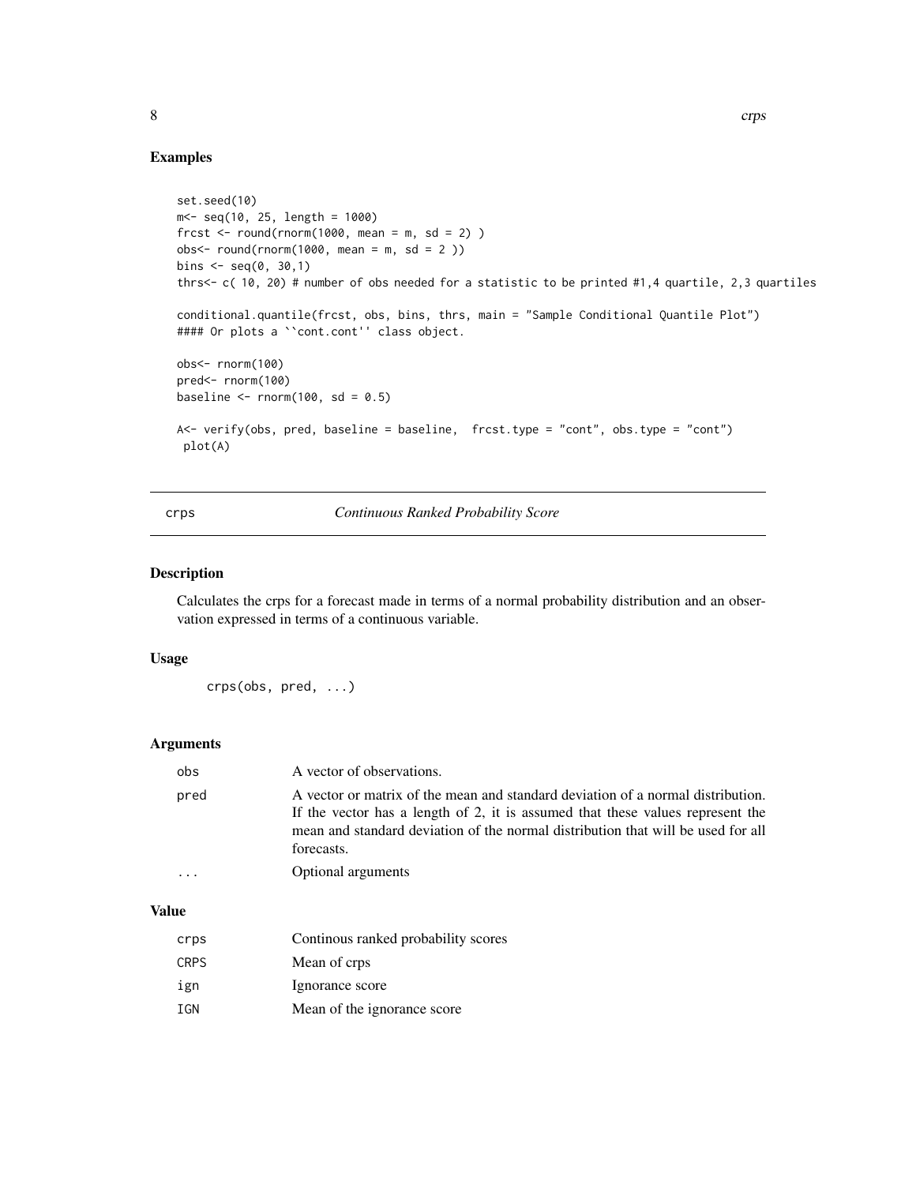## Examples

```
set.seed(10)
m<- seq(10, 25, length = 1000)
frcst <- round(rnorm(1000, mean = m, sd = 2) )
obs<- round(rnorm(1000, mean = m, sd = 2 ))
bins <- seq(0, 30,1)
thrs<- c( 10, 20) # number of obs needed for a statistic to be printed #1,4 quartile, 2,3 quartiles

conditional.quantile(frcst, obs, bins, thrs, main = "Sample Conditional Quantile Plot")
#### Or plots a ``cont.cont'' class object.

obs<- rnorm(100)
pred<- rnorm(100)
baseline <- rnorm(100, sd = 0.5)

A<- verify(obs, pred, baseline = baseline,  frcst.type = "cont", obs.type = "cont")
 plot(A)
```

---

crps *Continuous Ranked Probability Score*

---

## Description

Calculates the crps for a forecast made in terms of a normal probability distribution and an observation expressed in terms of a continuous variable.

## Usage

```
crps(obs, pred, ...)
```

## Arguments

| | |
|---|---|
| obs | A vector of observations. |
| pred | A vector or matrix of the mean and standard deviation of a normal distribution. If the vector has a length of 2, it is assumed that these values represent the mean and standard deviation of the normal distribution that will be used for all forecasts. |
| ... | Optional arguments |

## Value

| | |
|---|---|
| crps | Continous ranked probability scores |
| CRPS | Mean of crps |
| ign | Ignorance score |
| IGN | Mean of the ignorance score |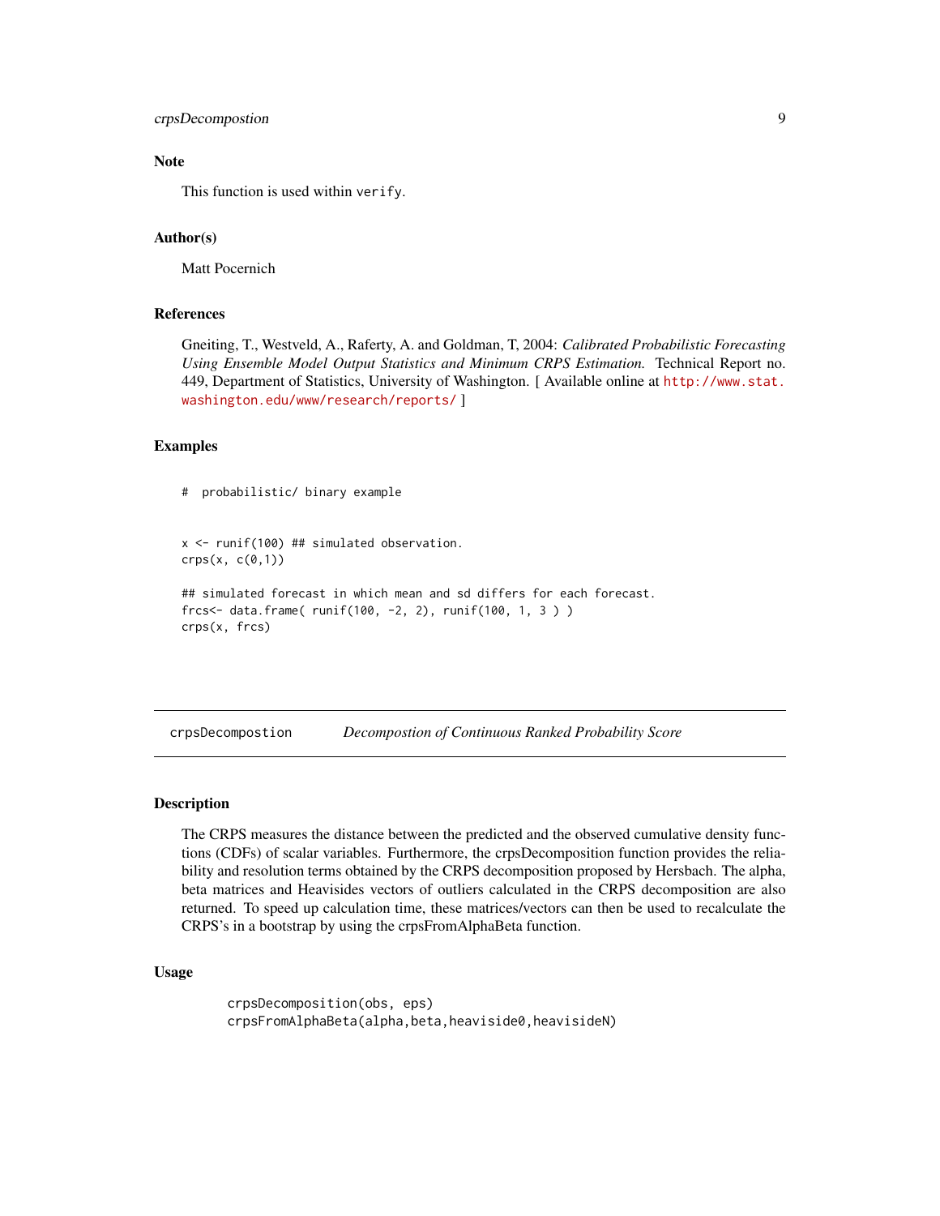### Note

This function is used within `verify`.

### Author(s)

Matt Pocernich

### References

Gneiting, T., Westveld, A., Raferty, A. and Goldman, T, 2004: *Calibrated Probabilistic Forecasting Using Ensemble Model Output Statistics and Minimum CRPS Estimation.* Technical Report no. 449, Department of Statistics, University of Washington. [ Available online at http://www.stat.washington.edu/www/research/reports/ ]

### Examples

```
#  probabilistic/ binary example


x <- runif(100) ## simulated observation.
crps(x, c(0,1))

## simulated forecast in which mean and sd differs for each forecast.
frcs<- data.frame( runif(100, -2, 2), runif(100, 1, 3 ) )
crps(x, frcs)
```

---

## crpsDecompostion — *Decompostion of Continuous Ranked Probability Score*

### Description

The CRPS measures the distance between the predicted and the observed cumulative density functions (CDFs) of scalar variables. Furthermore, the crpsDecomposition function provides the reliability and resolution terms obtained by the CRPS decomposition proposed by Hersbach. The alpha, beta matrices and Heavisides vectors of outliers calculated in the CRPS decomposition are also returned. To speed up calculation time, these matrices/vectors can then be used to recalculate the CRPS's in a bootstrap by using the crpsFromAlphaBeta function.

### Usage

```
crpsDecomposition(obs, eps)
crpsFromAlphaBeta(alpha,beta,heaviside0,heavisideN)
```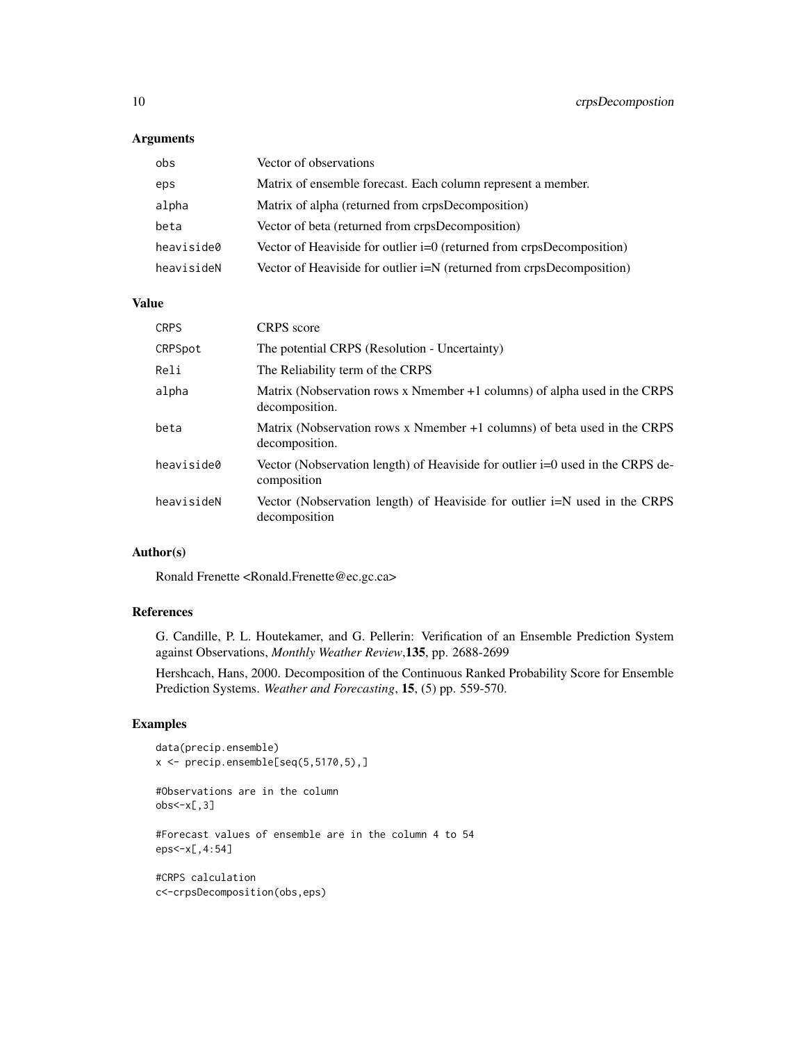## Arguments

| | |
|---|---|
| obs | Vector of observations |
| eps | Matrix of ensemble forecast. Each column represent a member. |
| alpha | Matrix of alpha (returned from crpsDecomposition) |
| beta | Vector of beta (returned from crpsDecomposition) |
| heaviside0 | Vector of Heaviside for outlier i=0 (returned from crpsDecomposition) |
| heavisideN | Vector of Heaviside for outlier i=N (returned from crpsDecomposition) |

## Value

| | |
|---|---|
| CRPS | CRPS score |
| CRPSpot | The potential CRPS (Resolution - Uncertainty) |
| Reli | The Reliability term of the CRPS |
| alpha | Matrix (Nobservation rows x Nmember +1 columns) of alpha used in the CRPS decomposition. |
| beta | Matrix (Nobservation rows x Nmember +1 columns) of beta used in the CRPS decomposition. |
| heaviside0 | Vector (Nobservation length) of Heaviside for outlier i=0 used in the CRPS decomposition |
| heavisideN | Vector (Nobservation length) of Heaviside for outlier i=N used in the CRPS decomposition |

## Author(s)

Ronald Frenette <Ronald.Frenette@ec.gc.ca>

## References

G. Candille, P. L. Houtekamer, and G. Pellerin: Verification of an Ensemble Prediction System against Observations, *Monthly Weather Review*, **135**, pp. 2688-2699

Hershcach, Hans, 2000. Decomposition of the Continuous Ranked Probability Score for Ensemble Prediction Systems. *Weather and Forecasting*, **15**, (5) pp. 559-570.

## Examples

```
data(precip.ensemble)
x <- precip.ensemble[seq(5,5170,5),]

#Observations are in the column
obs<-x[,3]

#Forecast values of ensemble are in the column 4 to 54
eps<-x[,4:54]

#CRPS calculation
c<-crpsDecomposition(obs,eps)
```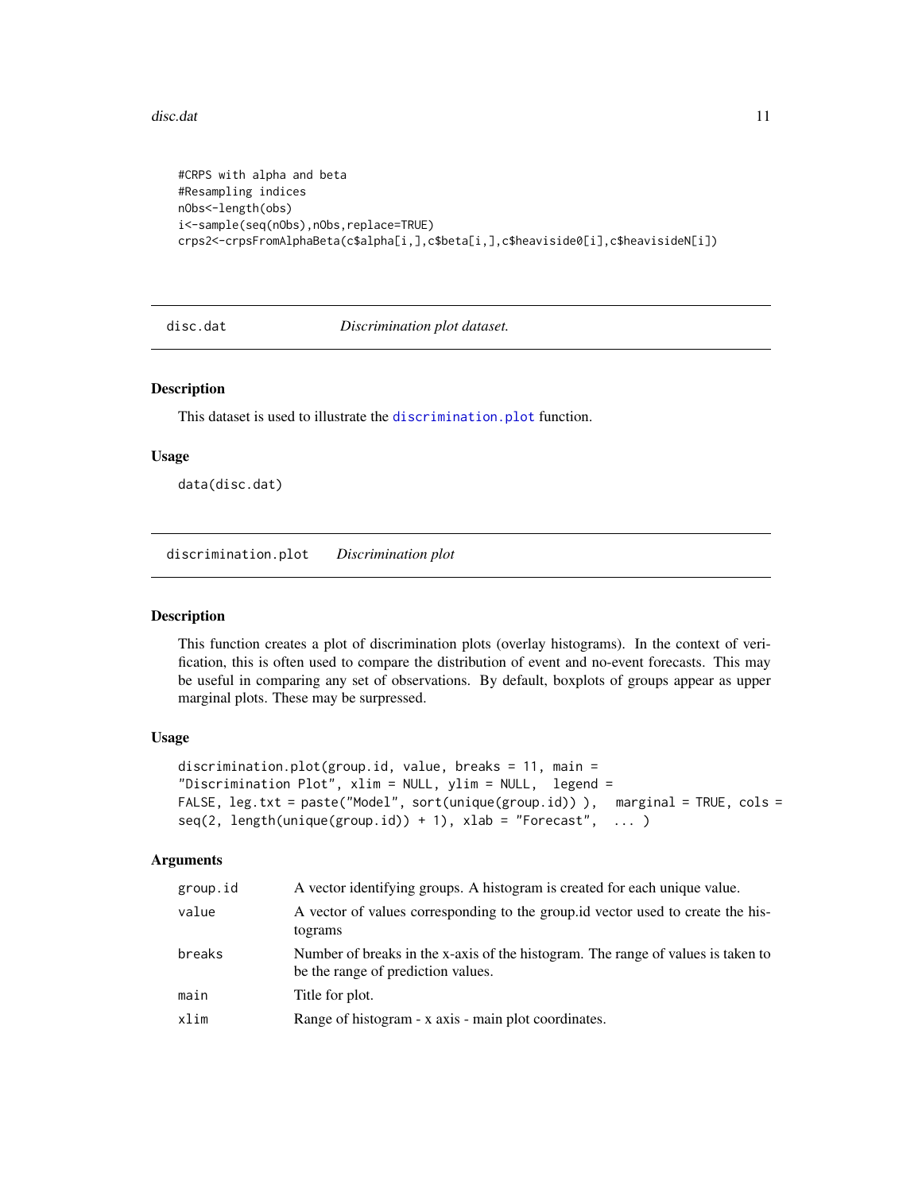```
#CRPS with alpha and beta
#Resampling indices
nObs<-length(obs)
i<-sample(seq(nObs),nObs,replace=TRUE)
crps2<-crpsFromAlphaBeta(c$alpha[i,],c$beta[i,],c$heaviside0[i],c$heavisideN[i])
```

## disc.dat — *Discrimination plot dataset.*

### Description

This dataset is used to illustrate the discrimination.plot function.

### Usage

```
data(disc.dat)
```

## discrimination.plot — *Discrimination plot*

### Description

This function creates a plot of discrimination plots (overlay histograms). In the context of verification, this is often used to compare the distribution of event and no-event forecasts. This may be useful in comparing any set of observations. By default, boxplots of groups appear as upper marginal plots. These may be surpressed.

### Usage

```
discrimination.plot(group.id, value, breaks = 11, main =
"Discrimination Plot", xlim = NULL, ylim = NULL,  legend =
FALSE, leg.txt = paste("Model", sort(unique(group.id)) ),  marginal = TRUE, cols =
seq(2, length(unique(group.id)) + 1), xlab = "Forecast",  ... )
```

### Arguments

| | |
|---|---|
| group.id | A vector identifying groups. A histogram is created for each unique value. |
| value | A vector of values corresponding to the group.id vector used to create the histograms |
| breaks | Number of breaks in the x-axis of the histogram. The range of values is taken to be the range of prediction values. |
| main | Title for plot. |
| xlim | Range of histogram - x axis - main plot coordinates. |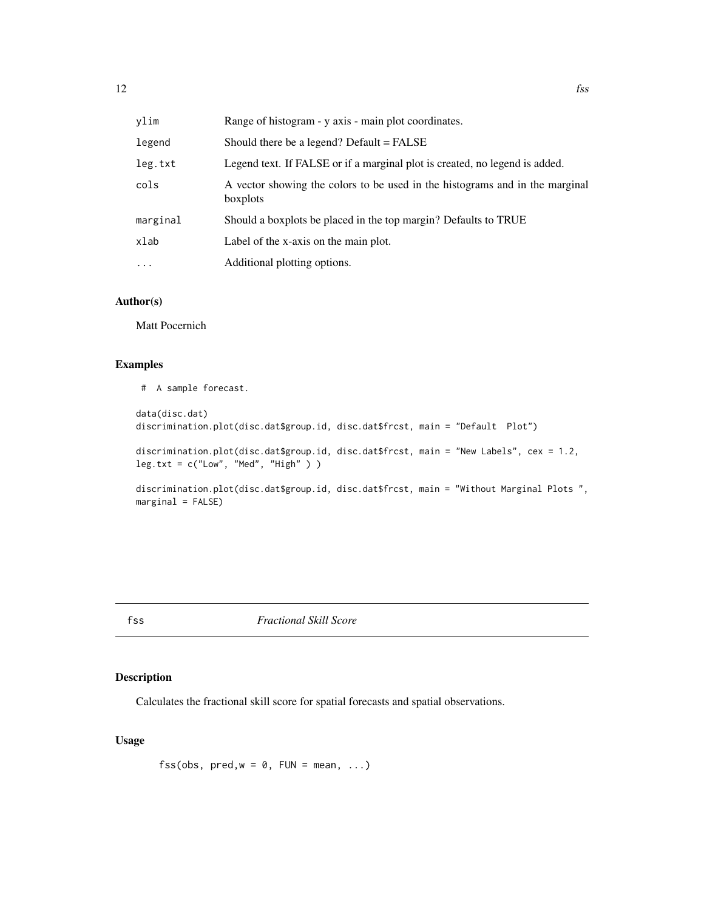| | |
|---|---|
| ylim | Range of histogram - y axis - main plot coordinates. |
| legend | Should there be a legend? Default = FALSE |
| leg.txt | Legend text. If FALSE or if a marginal plot is created, no legend is added. |
| cols | A vector showing the colors to be used in the histograms and in the marginal boxplots |
| marginal | Should a boxplots be placed in the top margin? Defaults to TRUE |
| xlab | Label of the x-axis on the main plot. |
| ... | Additional plotting options. |

## Author(s)

Matt Pocernich

## Examples

```
 #  A sample forecast.

data(disc.dat)
discrimination.plot(disc.dat$group.id, disc.dat$frcst, main = "Default  Plot")

discrimination.plot(disc.dat$group.id, disc.dat$frcst, main = "New Labels", cex = 1.2,
leg.txt = c("Low", "Med", "High" ) )

discrimination.plot(disc.dat$group.id, disc.dat$frcst, main = "Without Marginal Plots ",
marginal = FALSE)
```

---

# fss — *Fractional Skill Score*

## Description

Calculates the fractional skill score for spatial forecasts and spatial observations.

## Usage

```
fss(obs, pred,w = 0, FUN = mean, ...)
```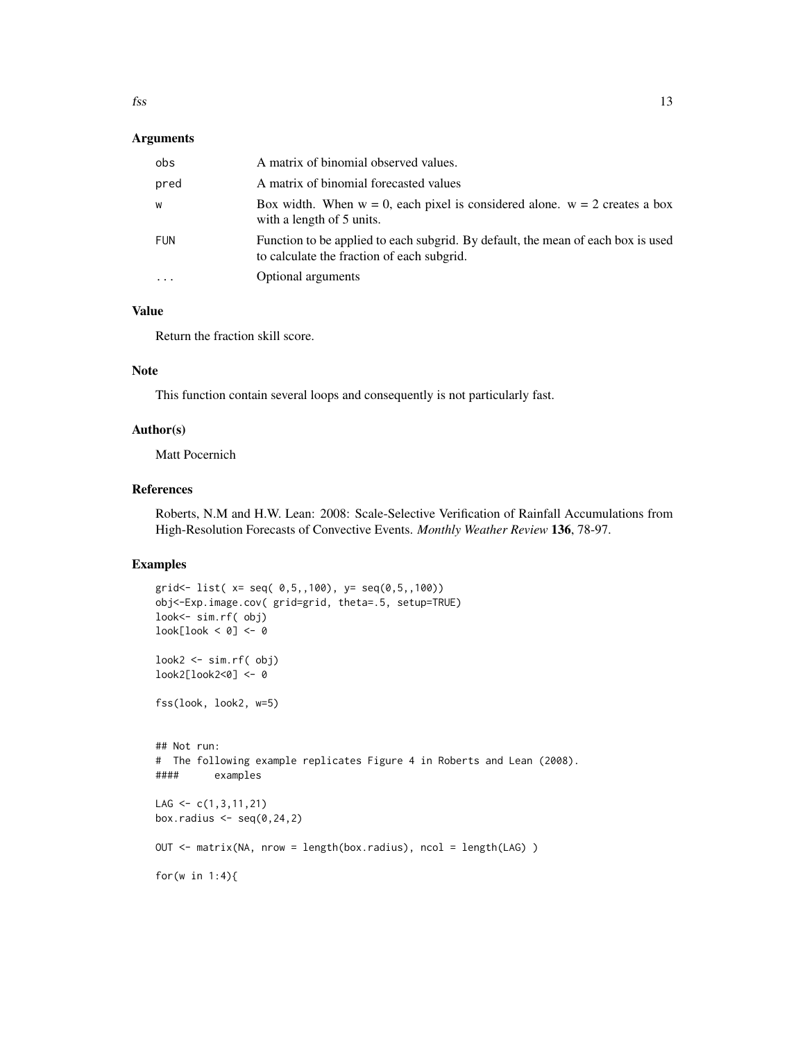## Arguments

| | |
|---|---|
| obs | A matrix of binomial observed values. |
| pred | A matrix of binomial forecasted values |
| w | Box width. When w = 0, each pixel is considered alone. w = 2 creates a box with a length of 5 units. |
| FUN | Function to be applied to each subgrid. By default, the mean of each box is used to calculate the fraction of each subgrid. |
| ... | Optional arguments |

## Value

Return the fraction skill score.

## Note

This function contain several loops and consequently is not particularly fast.

## Author(s)

Matt Pocernich

## References

Roberts, N.M and H.W. Lean: 2008: Scale-Selective Verification of Rainfall Accumulations from High-Resolution Forecasts of Convective Events. *Monthly Weather Review* **136**, 78-97.

## Examples

```
grid<- list( x= seq( 0,5,,100), y= seq(0,5,,100))
obj<-Exp.image.cov( grid=grid, theta=.5, setup=TRUE)
look<- sim.rf( obj)
look[look < 0] <- 0

look2 <- sim.rf( obj)
look2[look2<0] <- 0

fss(look, look2, w=5)


## Not run:
#  The following example replicates Figure 4 in Roberts and Lean (2008).
####      examples

LAG <- c(1,3,11,21)
box.radius <- seq(0,24,2)

OUT <- matrix(NA, nrow = length(box.radius), ncol = length(LAG) )

for(w in 1:4){
```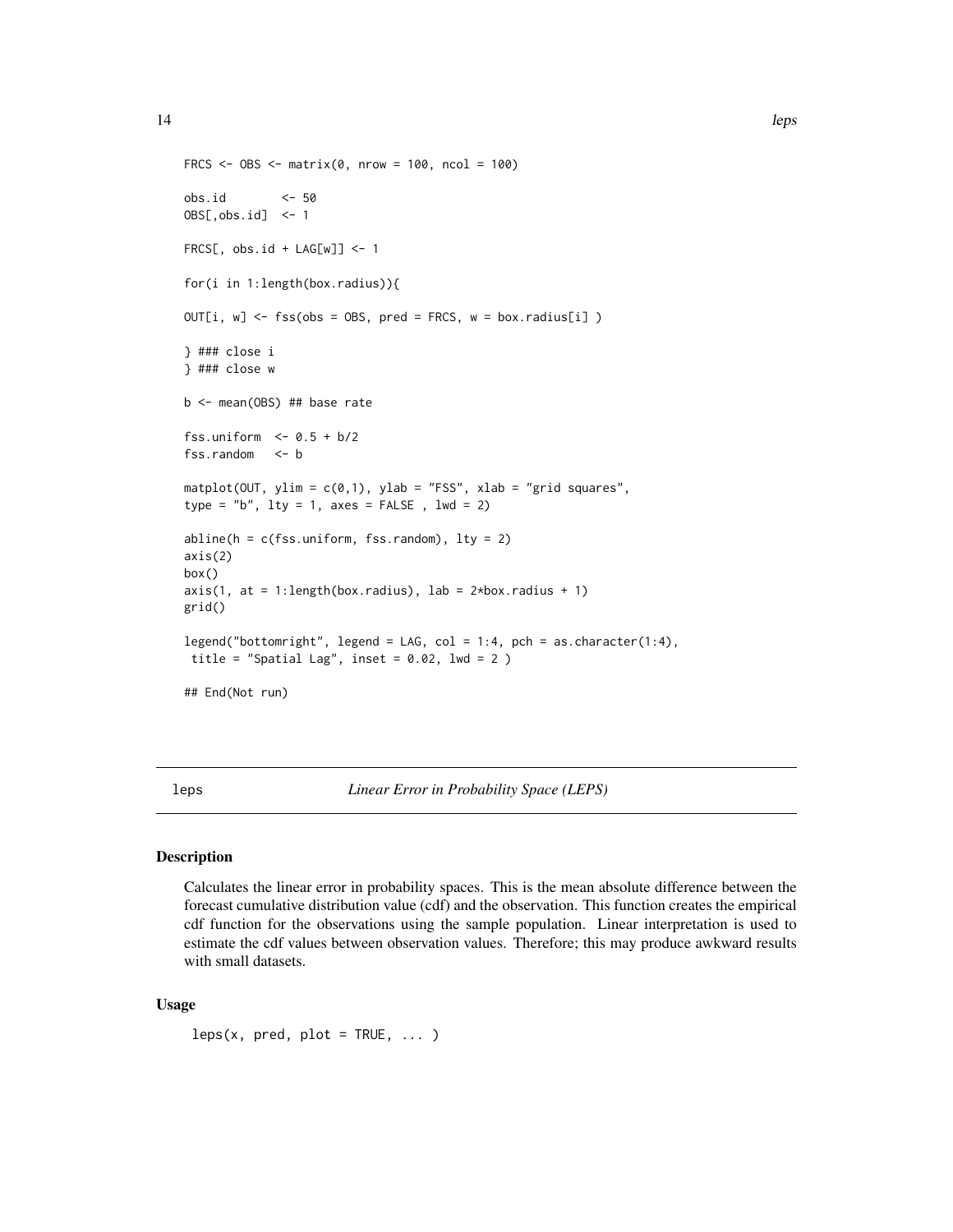```
FRCS <- OBS <- matrix(0, nrow = 100, ncol = 100)

obs.id        <- 50
OBS[,obs.id]  <- 1

FRCS[, obs.id + LAG[w]] <- 1

for(i in 1:length(box.radius)){

OUT[i, w] <- fss(obs = OBS, pred = FRCS, w = box.radius[i] )

} ### close i
} ### close w

b <- mean(OBS) ## base rate

fss.uniform  <- 0.5 + b/2
fss.random   <- b

matplot(OUT, ylim = c(0,1), ylab = "FSS", xlab = "grid squares",
type = "b", lty = 1, axes = FALSE , lwd = 2)

abline(h = c(fss.uniform, fss.random), lty = 2)
axis(2)
box()
axis(1, at = 1:length(box.radius), lab = 2*box.radius + 1)
grid()

legend("bottomright", legend = LAG, col = 1:4, pch = as.character(1:4),
 title = "Spatial Lag", inset = 0.02, lwd = 2 )

## End(Not run)
```

## leps — *Linear Error in Probability Space (LEPS)*

### Description

Calculates the linear error in probability spaces. This is the mean absolute difference between the forecast cumulative distribution value (cdf) and the observation. This function creates the empirical cdf function for the observations using the sample population. Linear interpretation is used to estimate the cdf values between observation values. Therefore; this may produce awkward results with small datasets.

### Usage

```
leps(x, pred, plot = TRUE, ... )
```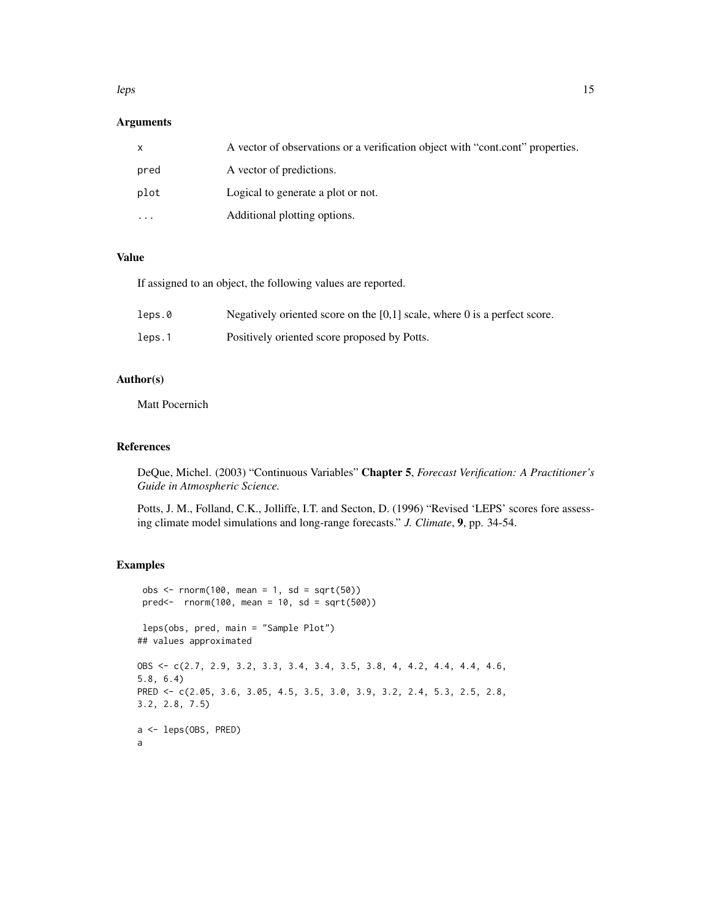## Arguments

| | |
|---|---|
| x | A vector of observations or a verification object with "cont.cont" properties. |
| pred | A vector of predictions. |
| plot | Logical to generate a plot or not. |
| ... | Additional plotting options. |

## Value

If assigned to an object, the following values are reported.

| | |
|---|---|
| leps.0 | Negatively oriented score on the [0,1] scale, where 0 is a perfect score. |
| leps.1 | Positively oriented score proposed by Potts. |

## Author(s)

Matt Pocernich

## References

DeQue, Michel. (2003) "Continuous Variables" **Chapter 5**, *Forecast Verification: A Practitioner's Guide in Atmospheric Science.*

Potts, J. M., Folland, C.K., Jolliffe, I.T. and Secton, D. (1996) "Revised 'LEPS' scores fore assessing climate model simulations and long-range forecasts." *J. Climate*, **9**, pp. 34-54.

## Examples

```
 obs <- rnorm(100, mean = 1, sd = sqrt(50))
 pred<-  rnorm(100, mean = 10, sd = sqrt(500))

 leps(obs, pred, main = "Sample Plot")
## values approximated

OBS <- c(2.7, 2.9, 3.2, 3.3, 3.4, 3.4, 3.5, 3.8, 4, 4.2, 4.4, 4.4, 4.6,
5.8, 6.4)
PRED <- c(2.05, 3.6, 3.05, 4.5, 3.5, 3.0, 3.9, 3.2, 2.4, 5.3, 2.5, 2.8,
3.2, 2.8, 7.5)

a <- leps(OBS, PRED)
a
```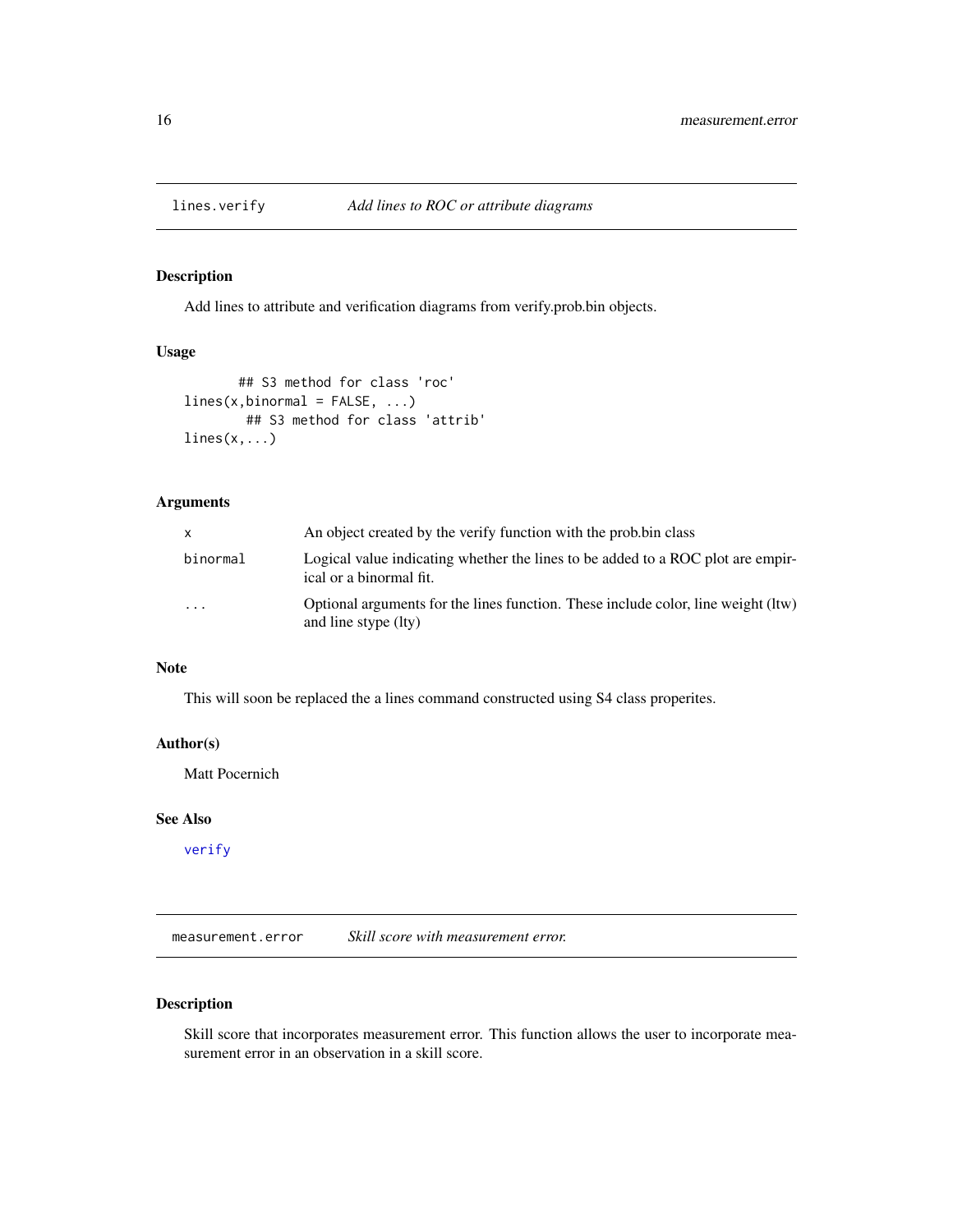## lines.verify — *Add lines to ROC or attribute diagrams*

### Description

Add lines to attribute and verification diagrams from verify.prob.bin objects.

### Usage

```
        ## S3 method for class 'roc'
lines(x,binormal = FALSE, ...)
         ## S3 method for class 'attrib'
lines(x,...)
```

### Arguments

| | |
|---|---|
| `x` | An object created by the verify function with the prob.bin class |
| `binormal` | Logical value indicating whether the lines to be added to a ROC plot are empirical or a binormal fit. |
| `...` | Optional arguments for the lines function. These include color, line weight (ltw) and line stype (lty) |

### Note

This will soon be replaced the a lines command constructed using S4 class properites.

### Author(s)

Matt Pocernich

### See Also

`verify`

## measurement.error — *Skill score with measurement error.*

### Description

Skill score that incorporates measurement error. This function allows the user to incorporate measurement error in an observation in a skill score.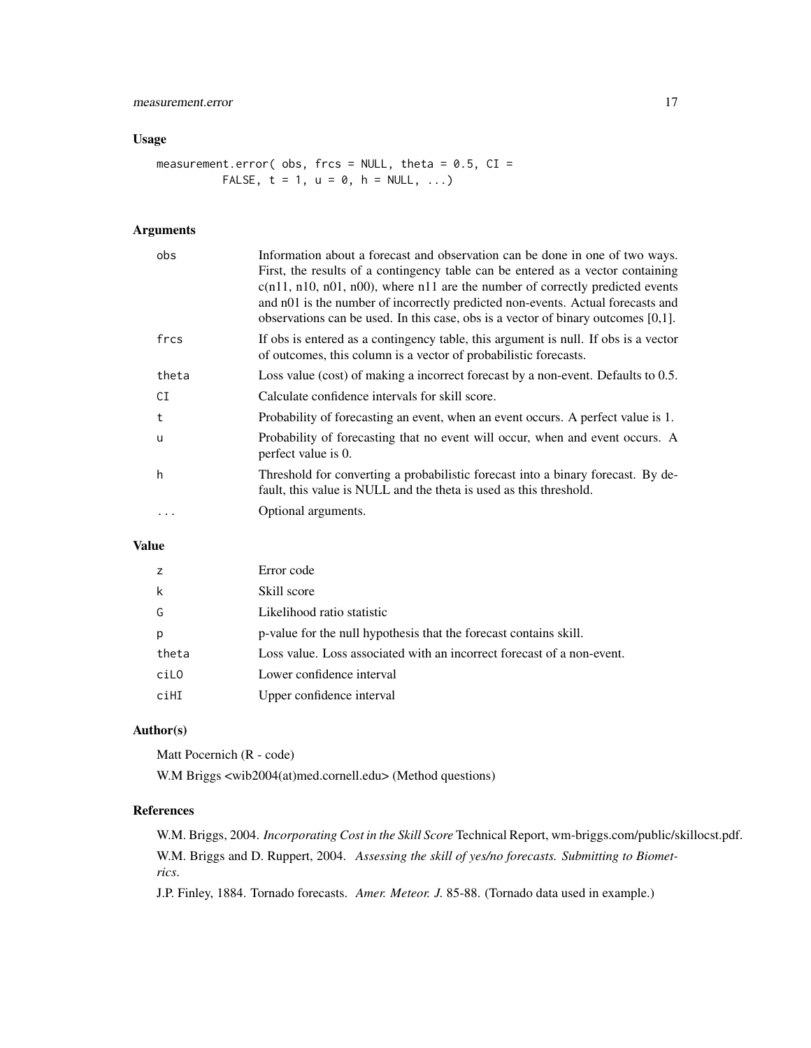## Usage

```
measurement.error( obs, frcs = NULL, theta = 0.5, CI =
          FALSE, t = 1, u = 0, h = NULL, ...)
```

## Arguments

| | |
|---|---|
| obs | Information about a forecast and observation can be done in one of two ways. First, the results of a contingency table can be entered as a vector containing c(n11, n10, n01, n00), where n11 are the number of correctly predicted events and n01 is the number of incorrectly predicted non-events. Actual forecasts and observations can be used. In this case, obs is a vector of binary outcomes [0,1]. |
| frcs | If obs is entered as a contingency table, this argument is null. If obs is a vector of outcomes, this column is a vector of probabilistic forecasts. |
| theta | Loss value (cost) of making a incorrect forecast by a non-event. Defaults to 0.5. |
| CI | Calculate confidence intervals for skill score. |
| t | Probability of forecasting an event, when an event occurs. A perfect value is 1. |
| u | Probability of forecasting that no event will occur, when and event occurs. A perfect value is 0. |
| h | Threshold for converting a probabilistic forecast into a binary forecast. By default, this value is NULL and the theta is used as this threshold. |
| ... | Optional arguments. |

## Value

| | |
|---|---|
| z | Error code |
| k | Skill score |
| G | Likelihood ratio statistic |
| p | p-value for the null hypothesis that the forecast contains skill. |
| theta | Loss value. Loss associated with an incorrect forecast of a non-event. |
| ciLO | Lower confidence interval |
| ciHI | Upper confidence interval |

## Author(s)

Matt Pocernich (R - code)

W.M Briggs <wib2004(at)med.cornell.edu> (Method questions)

## References

W.M. Briggs, 2004. *Incorporating Cost in the Skill Score* Technical Report, wm-briggs.com/public/skillocst.pdf.

W.M. Briggs and D. Ruppert, 2004. *Assessing the skill of yes/no forecasts. Submitting to Biometrics.*

J.P. Finley, 1884. Tornado forecasts. *Amer. Meteor. J.* 85-88. (Tornado data used in example.)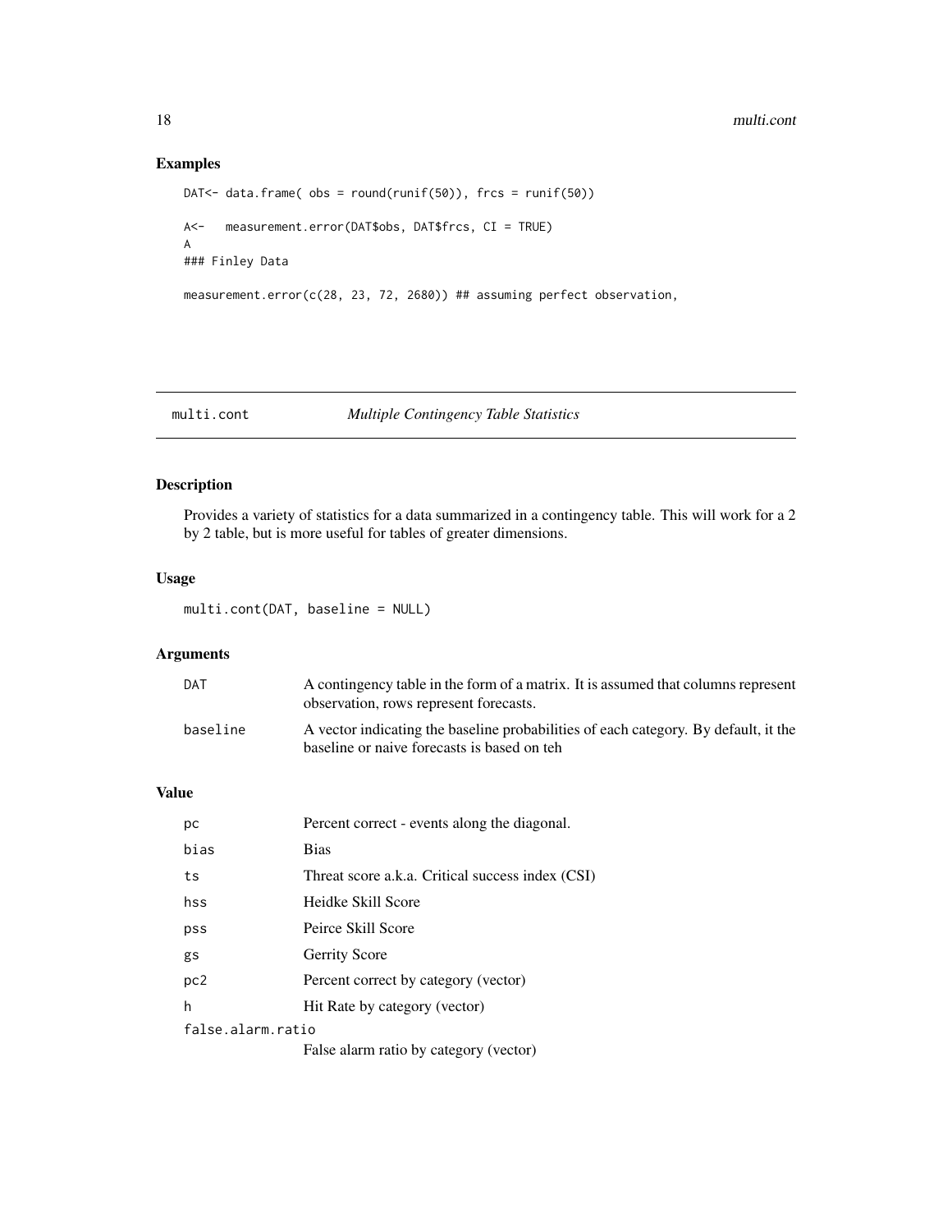## Examples

```
DAT<- data.frame( obs = round(runif(50)), frcs = runif(50))

A<-   measurement.error(DAT$obs, DAT$frcs, CI = TRUE)
A
### Finley Data

measurement.error(c(28, 23, 72, 2680)) ## assuming perfect observation,
```

---

# multi.cont *Multiple Contingency Table Statistics*

---

## Description

Provides a variety of statistics for a data summarized in a contingency table. This will work for a 2 by 2 table, but is more useful for tables of greater dimensions.

## Usage

```
multi.cont(DAT, baseline = NULL)
```

## Arguments

| | |
|---|---|
| `DAT` | A contingency table in the form of a matrix. It is assumed that columns represent observation, rows represent forecasts. |
| `baseline` | A vector indicating the baseline probabilities of each category. By default, it the baseline or naive forecasts is based on teh |

## Value

| | |
|---|---|
| `pc` | Percent correct - events along the diagonal. |
| `bias` | Bias |
| `ts` | Threat score a.k.a. Critical success index (CSI) |
| `hss` | Heidke Skill Score |
| `pss` | Peirce Skill Score |
| `gs` | Gerrity Score |
| `pc2` | Percent correct by category (vector) |
| `h` | Hit Rate by category (vector) |
| `false.alarm.ratio` | False alarm ratio by category (vector) |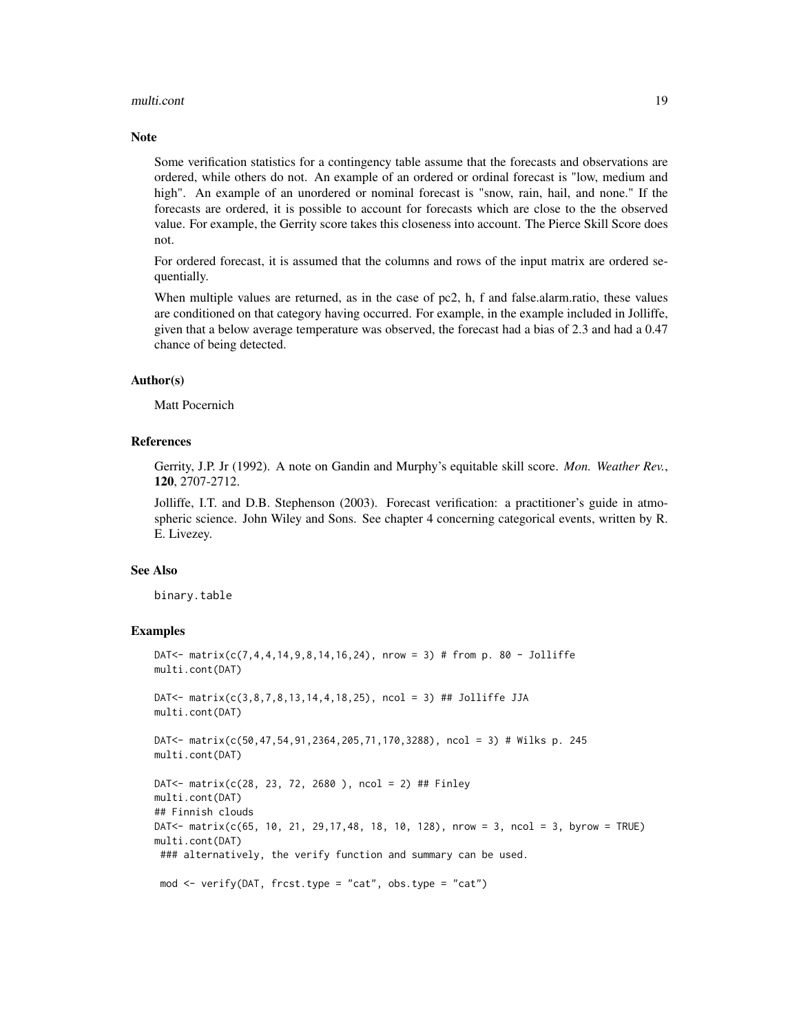## Note

Some verification statistics for a contingency table assume that the forecasts and observations are ordered, while others do not. An example of an ordered or ordinal forecast is "low, medium and high". An example of an unordered or nominal forecast is "snow, rain, hail, and none." If the forecasts are ordered, it is possible to account for forecasts which are close to the the observed value. For example, the Gerrity score takes this closeness into account. The Pierce Skill Score does not.

For ordered forecast, it is assumed that the columns and rows of the input matrix are ordered sequentially.

When multiple values are returned, as in the case of pc2, h, f and false.alarm.ratio, these values are conditioned on that category having occurred. For example, in the example included in Jolliffe, given that a below average temperature was observed, the forecast had a bias of 2.3 and had a 0.47 chance of being detected.

## Author(s)

Matt Pocernich

## References

Gerrity, J.P. Jr (1992). A note on Gandin and Murphy's equitable skill score. *Mon. Weather Rev.*, **120**, 2707-2712.

Jolliffe, I.T. and D.B. Stephenson (2003). Forecast verification: a practitioner's guide in atmospheric science. John Wiley and Sons. See chapter 4 concerning categorical events, written by R. E. Livezey.

## See Also

binary.table

## Examples

```
DAT<- matrix(c(7,4,4,14,9,8,14,16,24), nrow = 3) # from p. 80 - Jolliffe
multi.cont(DAT)

DAT<- matrix(c(3,8,7,8,13,14,4,18,25), ncol = 3) ## Jolliffe JJA
multi.cont(DAT)

DAT<- matrix(c(50,47,54,91,2364,205,71,170,3288), ncol = 3) # Wilks p. 245
multi.cont(DAT)

DAT<- matrix(c(28, 23, 72, 2680 ), ncol = 2) ## Finley
multi.cont(DAT)
## Finnish clouds
DAT<- matrix(c(65, 10, 21, 29,17,48, 18, 10, 128), nrow = 3, ncol = 3, byrow = TRUE)
multi.cont(DAT)
 ### alternatively, the verify function and summary can be used.

 mod <- verify(DAT, frcst.type = "cat", obs.type = "cat")
```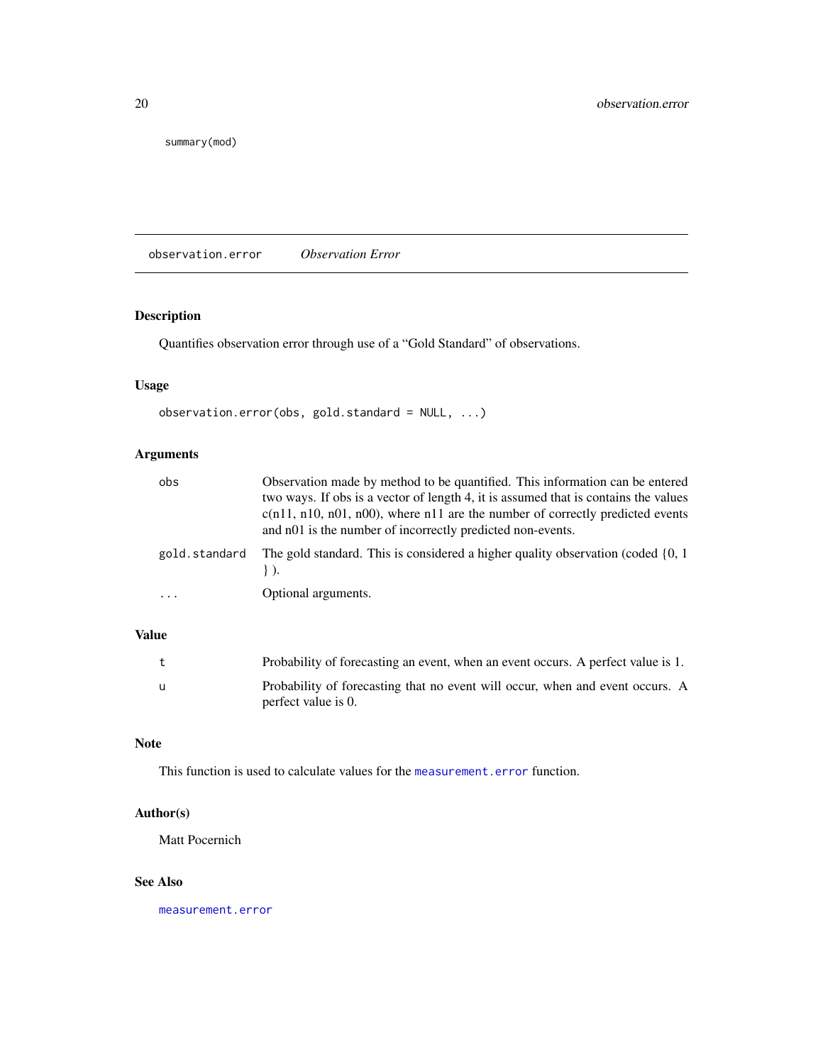```
summary(mod)
```

## observation.error *Observation Error*

### Description

Quantifies observation error through use of a "Gold Standard" of observations.

### Usage

```
observation.error(obs, gold.standard = NULL, ...)
```

### Arguments

| | |
|---|---|
| `obs` | Observation made by method to be quantified. This information can be entered two ways. If obs is a vector of length 4, it is assumed that is contains the values c(n11, n10, n01, n00), where n11 are the number of correctly predicted events and n01 is the number of incorrectly predicted non-events. |
| `gold.standard` | The gold standard. This is considered a higher quality observation (coded {0, 1 } ). |
| `...` | Optional arguments. |

### Value

| | |
|---|---|
| `t` | Probability of forecasting an event, when an event occurs. A perfect value is 1. |
| `u` | Probability of forecasting that no event will occur, when and event occurs. A perfect value is 0. |

### Note

This function is used to calculate values for the `measurement.error` function.

### Author(s)

Matt Pocernich

### See Also

`measurement.error`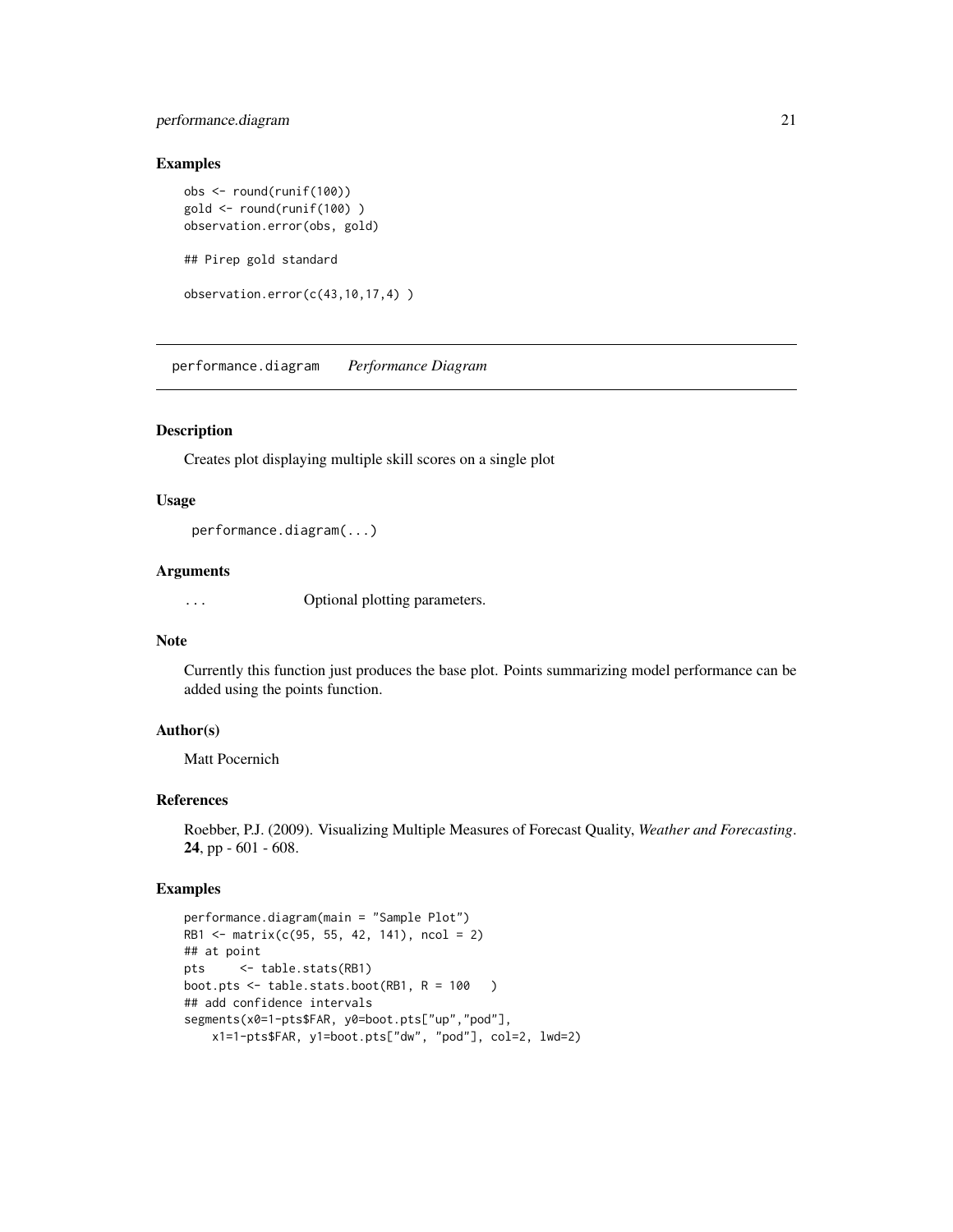## Examples

```
obs <- round(runif(100))
gold <- round(runif(100) )
observation.error(obs, gold)

## Pirep gold standard

observation.error(c(43,10,17,4) )
```

---

# performance.diagram *Performance Diagram*

---

### Description

Creates plot displaying multiple skill scores on a single plot

### Usage

```
performance.diagram(...)
```

### Arguments

`...` Optional plotting parameters.

### Note

Currently this function just produces the base plot. Points summarizing model performance can be added using the points function.

### Author(s)

Matt Pocernich

### References

Roebber, P.J. (2009). Visualizing Multiple Measures of Forecast Quality, *Weather and Forecasting*. **24**, pp - 601 - 608.

### Examples

```
performance.diagram(main = "Sample Plot")
RB1 <- matrix(c(95, 55, 42, 141), ncol = 2)
## at point
pts     <- table.stats(RB1)
boot.pts <- table.stats.boot(RB1, R = 100   )
## add confidence intervals
segments(x0=1-pts$FAR, y0=boot.pts["up","pod"],
    x1=1-pts$FAR, y1=boot.pts["dw", "pod"], col=2, lwd=2)
```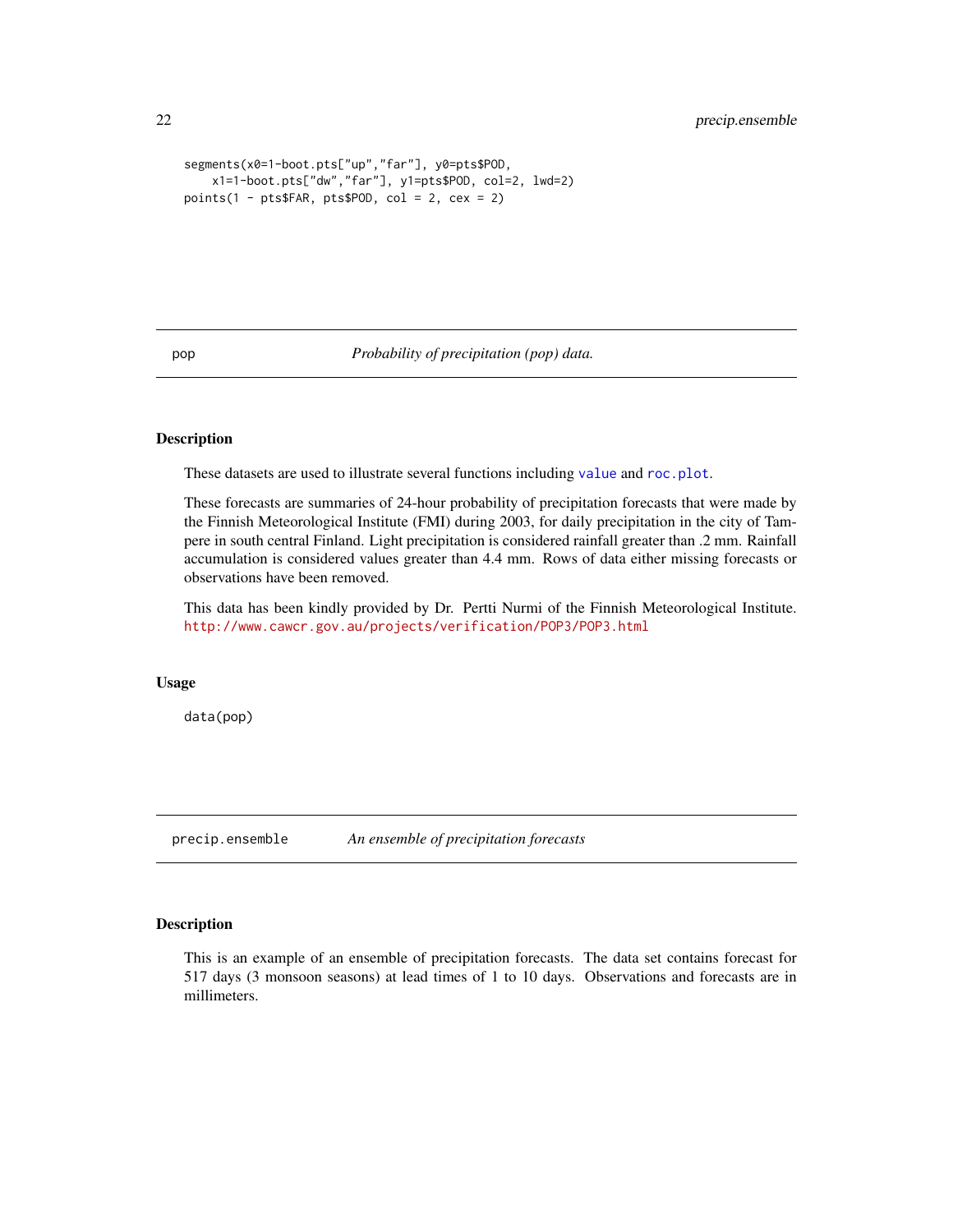```
segments(x0=1-boot.pts["up","far"], y0=pts$POD,
    x1=1-boot.pts["dw","far"], y1=pts$POD, col=2, lwd=2)
points(1 - pts$FAR, pts$POD, col = 2, cex = 2)
```

## pop — *Probability of precipitation (pop) data.*

### Description

These datasets are used to illustrate several functions including `value` and `roc.plot`.

These forecasts are summaries of 24-hour probability of precipitation forecasts that were made by the Finnish Meteorological Institute (FMI) during 2003, for daily precipitation in the city of Tampere in south central Finland. Light precipitation is considered rainfall greater than .2 mm. Rainfall accumulation is considered values greater than 4.4 mm. Rows of data either missing forecasts or observations have been removed.

This data has been kindly provided by Dr. Pertti Nurmi of the Finnish Meteorological Institute. http://www.cawcr.gov.au/projects/verification/POP3/POP3.html

### Usage

```
data(pop)
```

## precip.ensemble — *An ensemble of precipitation forecasts*

### Description

This is an example of an ensemble of precipitation forecasts. The data set contains forecast for 517 days (3 monsoon seasons) at lead times of 1 to 10 days. Observations and forecasts are in millimeters.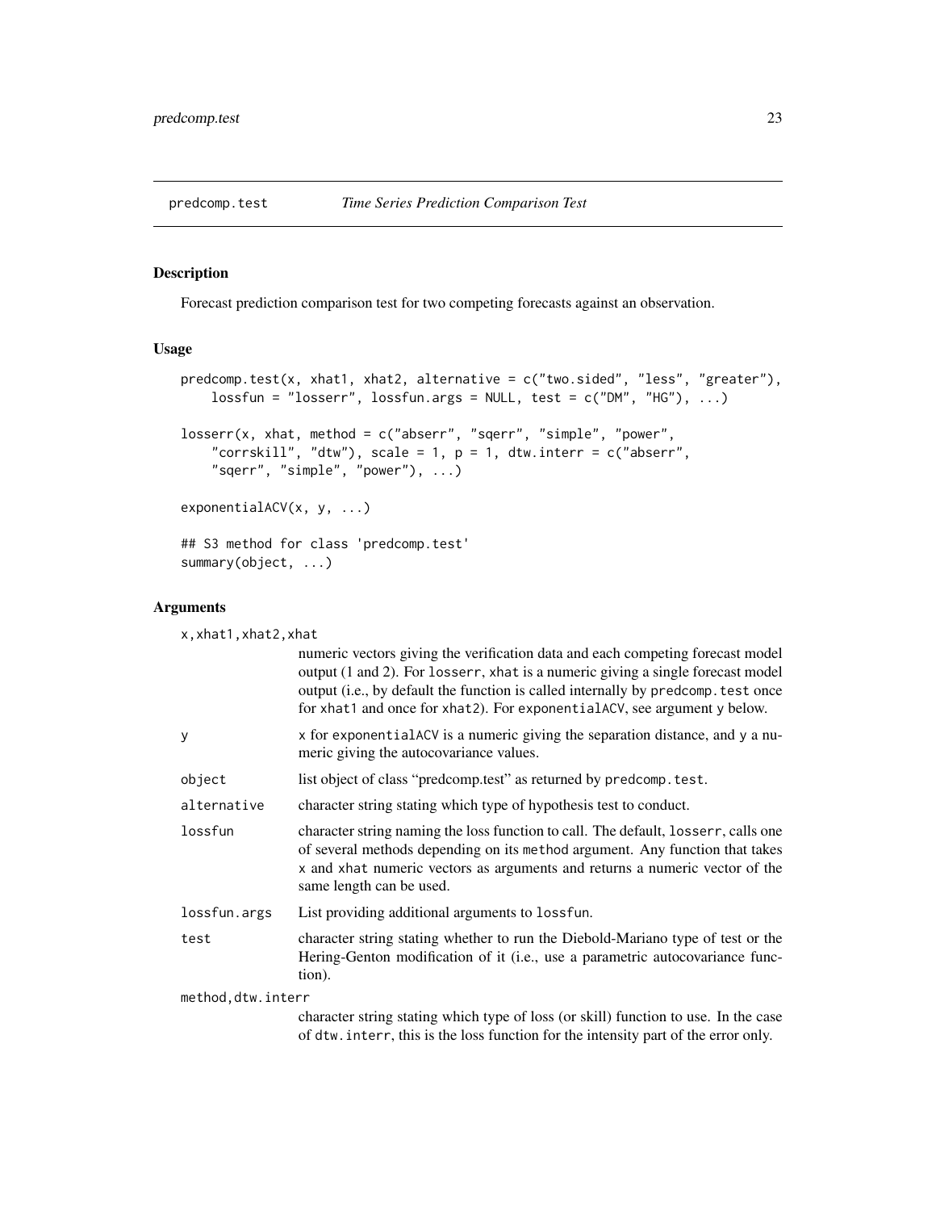# predcomp.test *Time Series Prediction Comparison Test*

## Description

Forecast prediction comparison test for two competing forecasts against an observation.

## Usage

```
predcomp.test(x, xhat1, xhat2, alternative = c("two.sided", "less", "greater"),
    lossfun = "losserr", lossfun.args = NULL, test = c("DM", "HG"), ...)

losserr(x, xhat, method = c("abserr", "sqerr", "simple", "power",
    "corrskill", "dtw"), scale = 1, p = 1, dtw.interr = c("abserr",
    "sqerr", "simple", "power"), ...)

exponentialACV(x, y, ...)

## S3 method for class 'predcomp.test'
summary(object, ...)
```

## Arguments

| | |
|---|---|
| `x,xhat1,xhat2,xhat` | numeric vectors giving the verification data and each competing forecast model output (1 and 2). For `losserr`, `xhat` is a numeric giving a single forecast model output (i.e., by default the function is called internally by `predcomp.test` once for `xhat1` and once for `xhat2`). For `exponentialACV`, see argument `y` below. |
| `y` | `x` for `exponentialACV` is a numeric giving the separation distance, and `y` a numeric giving the autocovariance values. |
| `object` | list object of class "predcomp.test" as returned by `predcomp.test`. |
| `alternative` | character string stating which type of hypothesis test to conduct. |
| `lossfun` | character string naming the loss function to call. The default, `losserr`, calls one of several methods depending on its `method` argument. Any function that takes `x` and `xhat` numeric vectors as arguments and returns a numeric vector of the same length can be used. |
| `lossfun.args` | List providing additional arguments to `lossfun`. |
| `test` | character string stating whether to run the Diebold-Mariano type of test or the Hering-Genton modification of it (i.e., use a parametric autocovariance function). |
| `method,dtw.interr` | character string stating which type of loss (or skill) function to use. In the case of `dtw.interr`, this is the loss function for the intensity part of the error only. |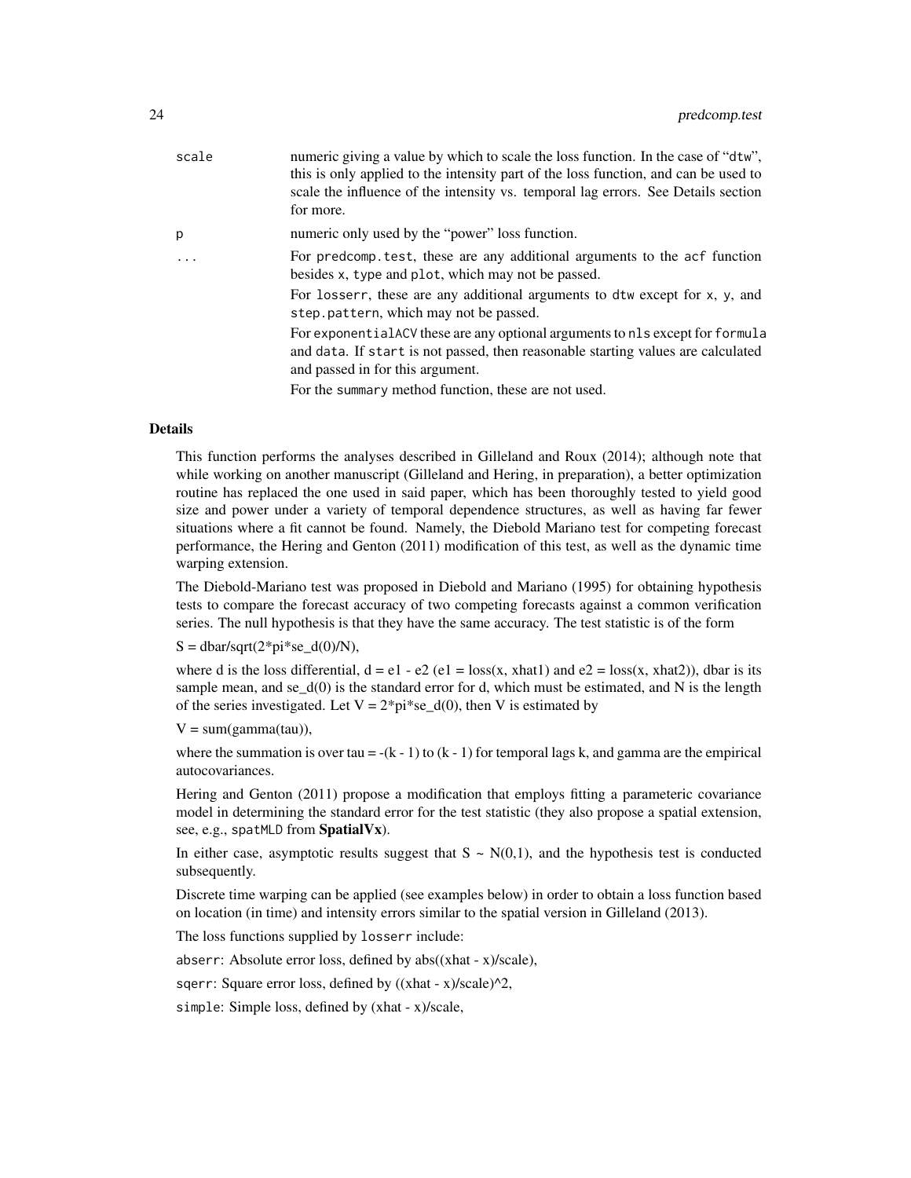| | |
|---|---|
| `scale` | numeric giving a value by which to scale the loss function. In the case of "`dtw`", this is only applied to the intensity part of the loss function, and can be used to scale the influence of the intensity vs. temporal lag errors. See Details section for more. |
| `p` | numeric only used by the "power" loss function. |
| `...` | For `predcomp.test`, these are any additional arguments to the `acf` function besides `x`, `type` and `plot`, which may not be passed. For `losserr`, these are any additional arguments to `dtw` except for `x`, `y`, and `step.pattern`, which may not be passed. For `exponentialACV` these are any optional arguments to `nls` except for `formula` and `data`. If `start` is not passed, then reasonable starting values are calculated and passed in for this argument. For the `summary` method function, these are not used. |

## Details

This function performs the analyses described in Gilleland and Roux (2014); although note that while working on another manuscript (Gilleland and Hering, in preparation), a better optimization routine has replaced the one used in said paper, which has been thoroughly tested to yield good size and power under a variety of temporal dependence structures, as well as having far fewer situations where a fit cannot be found. Namely, the Diebold Mariano test for competing forecast performance, the Hering and Genton (2011) modification of this test, as well as the dynamic time warping extension.

The Diebold-Mariano test was proposed in Diebold and Mariano (1995) for obtaining hypothesis tests to compare the forecast accuracy of two competing forecasts against a common verification series. The null hypothesis is that they have the same accuracy. The test statistic is of the form

S = dbar/sqrt(2*pi*se_d(0)/N),

where d is the loss differential, d = e1 - e2 (e1 = loss(x, xhat1) and e2 = loss(x, xhat2)), dbar is its sample mean, and se_d(0) is the standard error for d, which must be estimated, and N is the length of the series investigated. Let V = 2*pi*se_d(0), then V is estimated by

V = sum(gamma(tau)),

where the summation is over tau = -(k - 1) to (k - 1) for temporal lags k, and gamma are the empirical autocovariances.

Hering and Genton (2011) propose a modification that employs fitting a parameteric covariance model in determining the standard error for the test statistic (they also propose a spatial extension, see, e.g., `spatMLD` from **SpatialVx**).

In either case, asymptotic results suggest that S ~ N(0,1), and the hypothesis test is conducted subsequently.

Discrete time warping can be applied (see examples below) in order to obtain a loss function based on location (in time) and intensity errors similar to the spatial version in Gilleland (2013).

The loss functions supplied by `losserr` include:

`abserr`: Absolute error loss, defined by abs((xhat - x)/scale),

`sqerr`: Square error loss, defined by ((xhat - x)/scale)^2,

`simple`: Simple loss, defined by (xhat - x)/scale,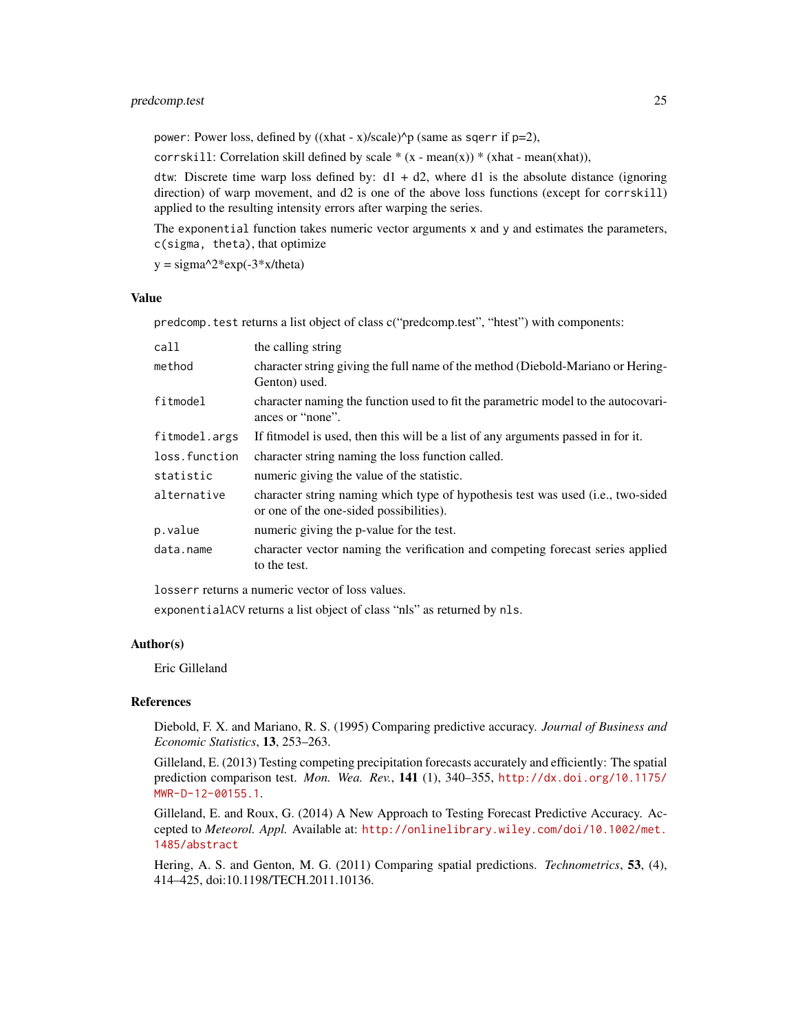power: Power loss, defined by ((xhat - x)/scale)^p (same as sqerr if p=2),

corrskill: Correlation skill defined by scale * (x - mean(x)) * (xhat - mean(xhat)),

dtw: Discrete time warp loss defined by: d1 + d2, where d1 is the absolute distance (ignoring direction) of warp movement, and d2 is one of the above loss functions (except for corrskill) applied to the resulting intensity errors after warping the series.

The exponential function takes numeric vector arguments x and y and estimates the parameters, c(sigma, theta), that optimize

y = sigma^2*exp(-3*x/theta)

## Value

predcomp.test returns a list object of class c("predcomp.test", "htest") with components:

| | |
|---|---|
| call | the calling string |
| method | character string giving the full name of the method (Diebold-Mariano or Hering-Genton) used. |
| fitmodel | character naming the function used to fit the parametric model to the autocovariances or "none". |
| fitmodel.args | If fitmodel is used, then this will be a list of any arguments passed in for it. |
| loss.function | character string naming the loss function called. |
| statistic | numeric giving the value of the statistic. |
| alternative | character string naming which type of hypothesis test was used (i.e., two-sided or one of the one-sided possibilities). |
| p.value | numeric giving the p-value for the test. |
| data.name | character vector naming the verification and competing forecast series applied to the test. |

losserr returns a numeric vector of loss values.

exponentialACV returns a list object of class "nls" as returned by nls.

## Author(s)

Eric Gilleland

## References

Diebold, F. X. and Mariano, R. S. (1995) Comparing predictive accuracy. *Journal of Business and Economic Statistics*, **13**, 253–263.

Gilleland, E. (2013) Testing competing precipitation forecasts accurately and efficiently: The spatial prediction comparison test. *Mon. Wea. Rev.*, **141** (1), 340–355, http://dx.doi.org/10.1175/MWR-D-12-00155.1.

Gilleland, E. and Roux, G. (2014) A New Approach to Testing Forecast Predictive Accuracy. Accepted to *Meteorol. Appl.* Available at: http://onlinelibrary.wiley.com/doi/10.1002/met.1485/abstract

Hering, A. S. and Genton, M. G. (2011) Comparing spatial predictions. *Technometrics*, **53**, (4), 414–425, doi:10.1198/TECH.2011.10136.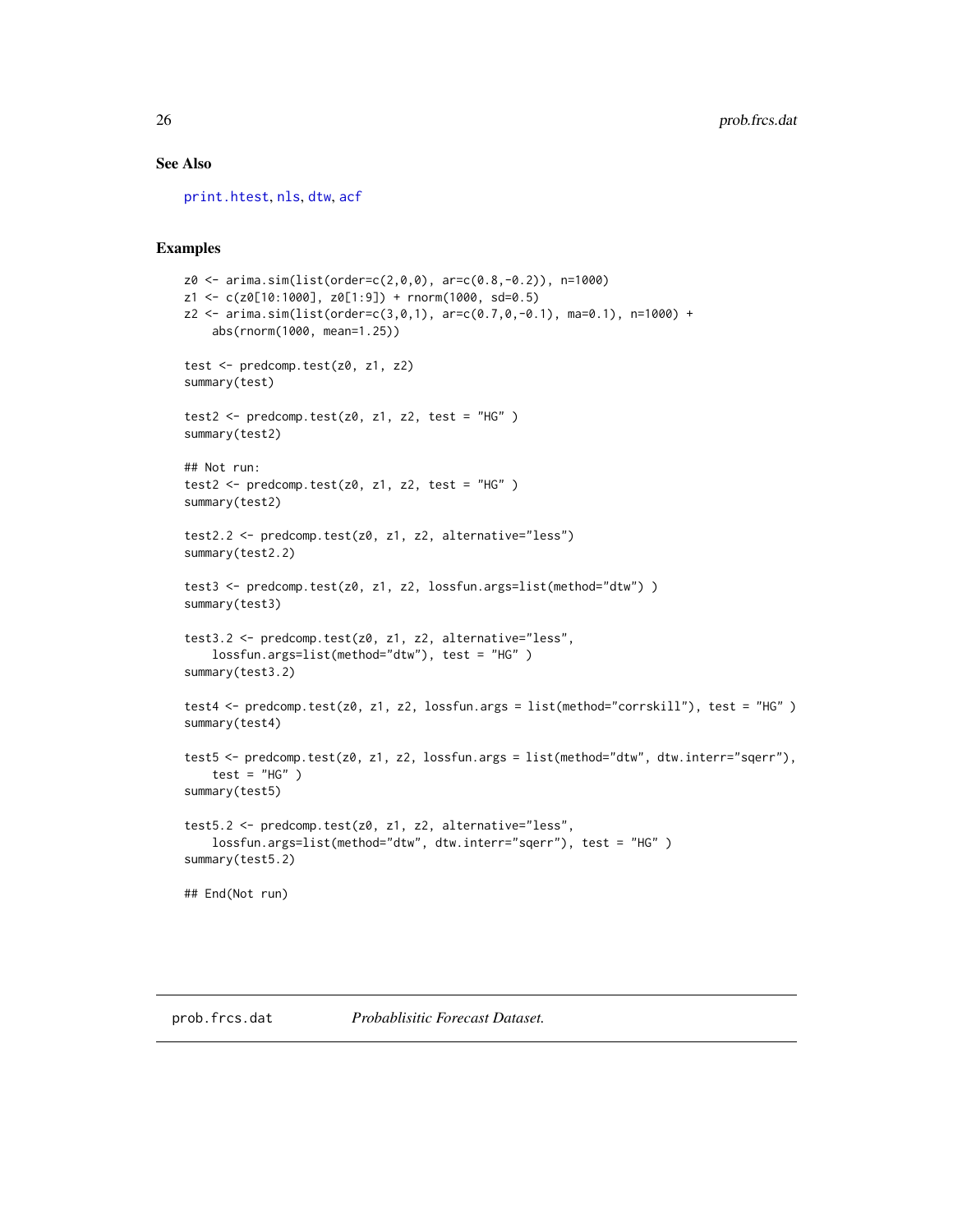## See Also

print.htest, nls, dtw, acf

## Examples

```
z0 <- arima.sim(list(order=c(2,0,0), ar=c(0.8,-0.2)), n=1000)
z1 <- c(z0[10:1000], z0[1:9]) + rnorm(1000, sd=0.5)
z2 <- arima.sim(list(order=c(3,0,1), ar=c(0.7,0,-0.1), ma=0.1), n=1000) +
    abs(rnorm(1000, mean=1.25))

test <- predcomp.test(z0, z1, z2)
summary(test)

test2 <- predcomp.test(z0, z1, z2, test = "HG" )
summary(test2)

## Not run:
test2 <- predcomp.test(z0, z1, z2, test = "HG" )
summary(test2)

test2.2 <- predcomp.test(z0, z1, z2, alternative="less")
summary(test2.2)

test3 <- predcomp.test(z0, z1, z2, lossfun.args=list(method="dtw") )
summary(test3)

test3.2 <- predcomp.test(z0, z1, z2, alternative="less",
    lossfun.args=list(method="dtw"), test = "HG" )
summary(test3.2)

test4 <- predcomp.test(z0, z1, z2, lossfun.args = list(method="corrskill"), test = "HG" )
summary(test4)

test5 <- predcomp.test(z0, z1, z2, lossfun.args = list(method="dtw", dtw.interr="sqerr"),
    test = "HG" )
summary(test5)

test5.2 <- predcomp.test(z0, z1, z2, alternative="less",
    lossfun.args=list(method="dtw", dtw.interr="sqerr"), test = "HG" )
summary(test5.2)

## End(Not run)
```

# prob.frcs.dat *Probablisitic Forecast Dataset.*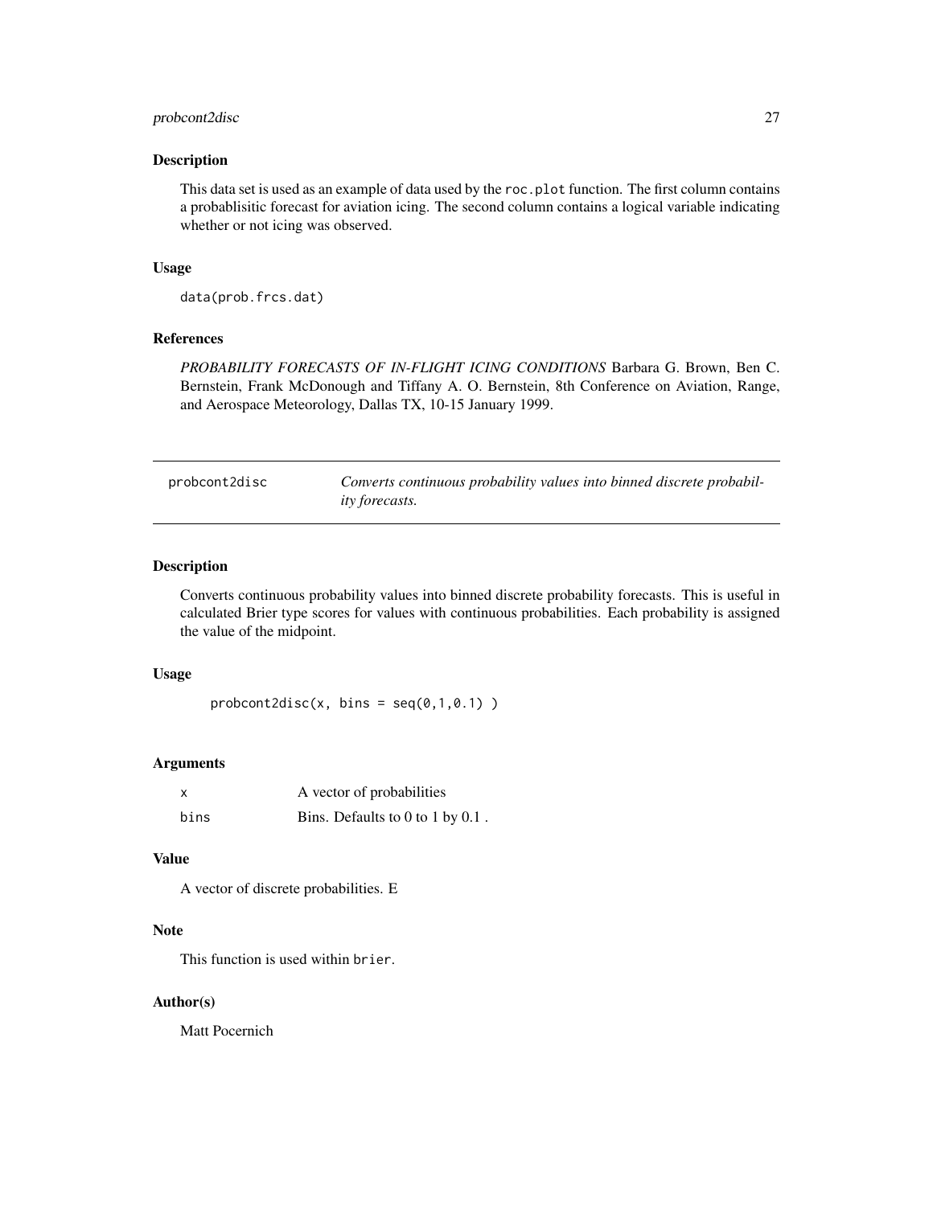## Description

This data set is used as an example of data used by the `roc.plot` function. The first column contains a probablisitic forecast for aviation icing. The second column contains a logical variable indicating whether or not icing was observed.

## Usage

```
data(prob.frcs.dat)
```

## References

*PROBABILITY FORECASTS OF IN-FLIGHT ICING CONDITIONS* Barbara G. Brown, Ben C. Bernstein, Frank McDonough and Tiffany A. O. Bernstein, 8th Conference on Aviation, Range, and Aerospace Meteorology, Dallas TX, 10-15 January 1999.

---

# probcont2disc — *Converts continuous probability values into binned discrete probability forecasts.*

## Description

Converts continuous probability values into binned discrete probability forecasts. This is useful in calculated Brier type scores for values with continuous probabilities. Each probability is assigned the value of the midpoint.

## Usage

```
probcont2disc(x, bins = seq(0,1,0.1) )
```

## Arguments

| | |
|---|---|
| `x` | A vector of probabilities |
| `bins` | Bins. Defaults to 0 to 1 by 0.1 . |

## Value

A vector of discrete probabilities. E

## Note

This function is used within `brier`.

## Author(s)

Matt Pocernich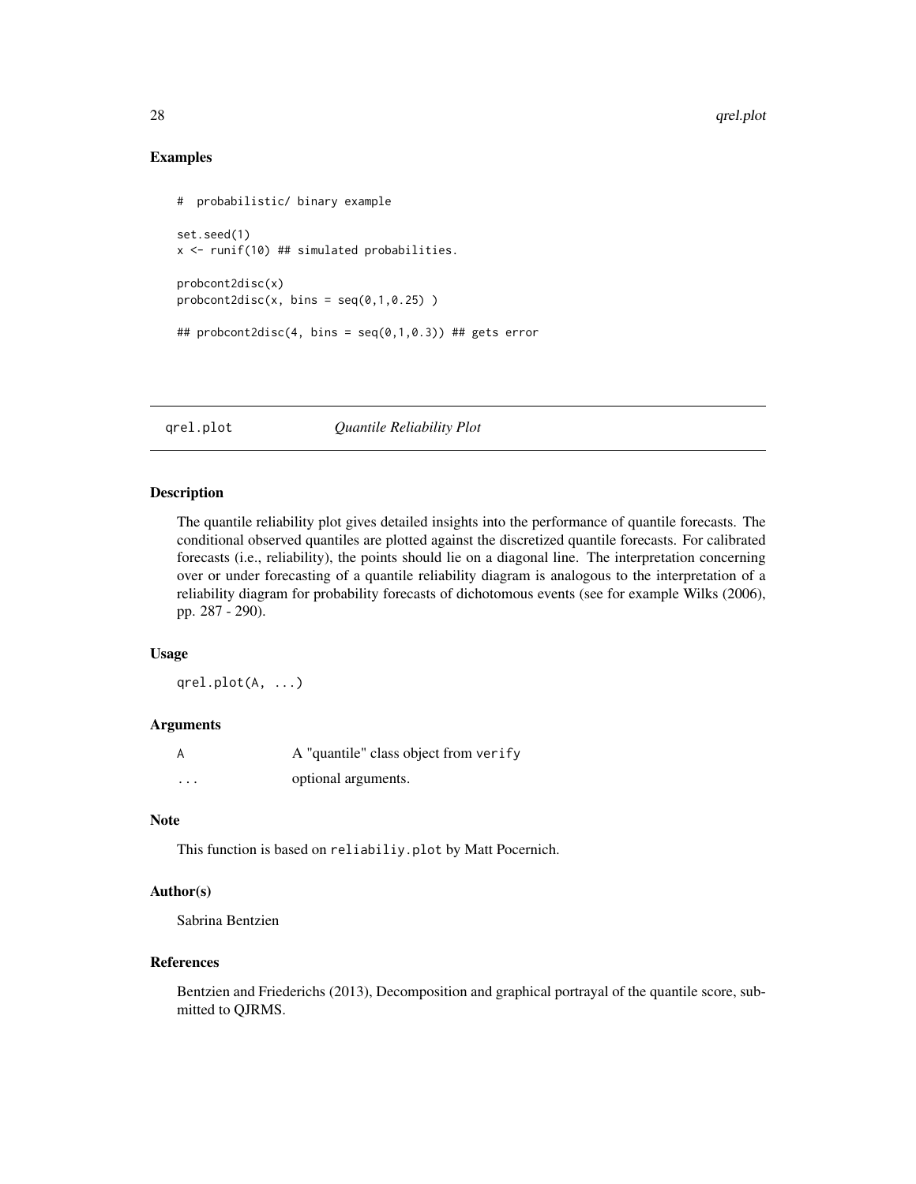## Examples

```
#  probabilistic/ binary example

set.seed(1)
x <- runif(10) ## simulated probabilities.

probcont2disc(x)
probcont2disc(x, bins = seq(0,1,0.25) )

## probcont2disc(4, bins = seq(0,1,0.3)) ## gets error
```

---

# qrel.plot — *Quantile Reliability Plot*

---

## Description

The quantile reliability plot gives detailed insights into the performance of quantile forecasts. The conditional observed quantiles are plotted against the discretized quantile forecasts. For calibrated forecasts (i.e., reliability), the points should lie on a diagonal line. The interpretation concerning over or under forecasting of a quantile reliability diagram is analogous to the interpretation of a reliability diagram for probability forecasts of dichotomous events (see for example Wilks (2006), pp. 287 - 290).

## Usage

```
qrel.plot(A, ...)
```

## Arguments

| | |
|---|---|
| A | A "quantile" class object from verify |
| ... | optional arguments. |

## Note

This function is based on `reliabiliy.plot` by Matt Pocernich.

## Author(s)

Sabrina Bentzien

## References

Bentzien and Friederichs (2013), Decomposition and graphical portrayal of the quantile score, submitted to QJRMS.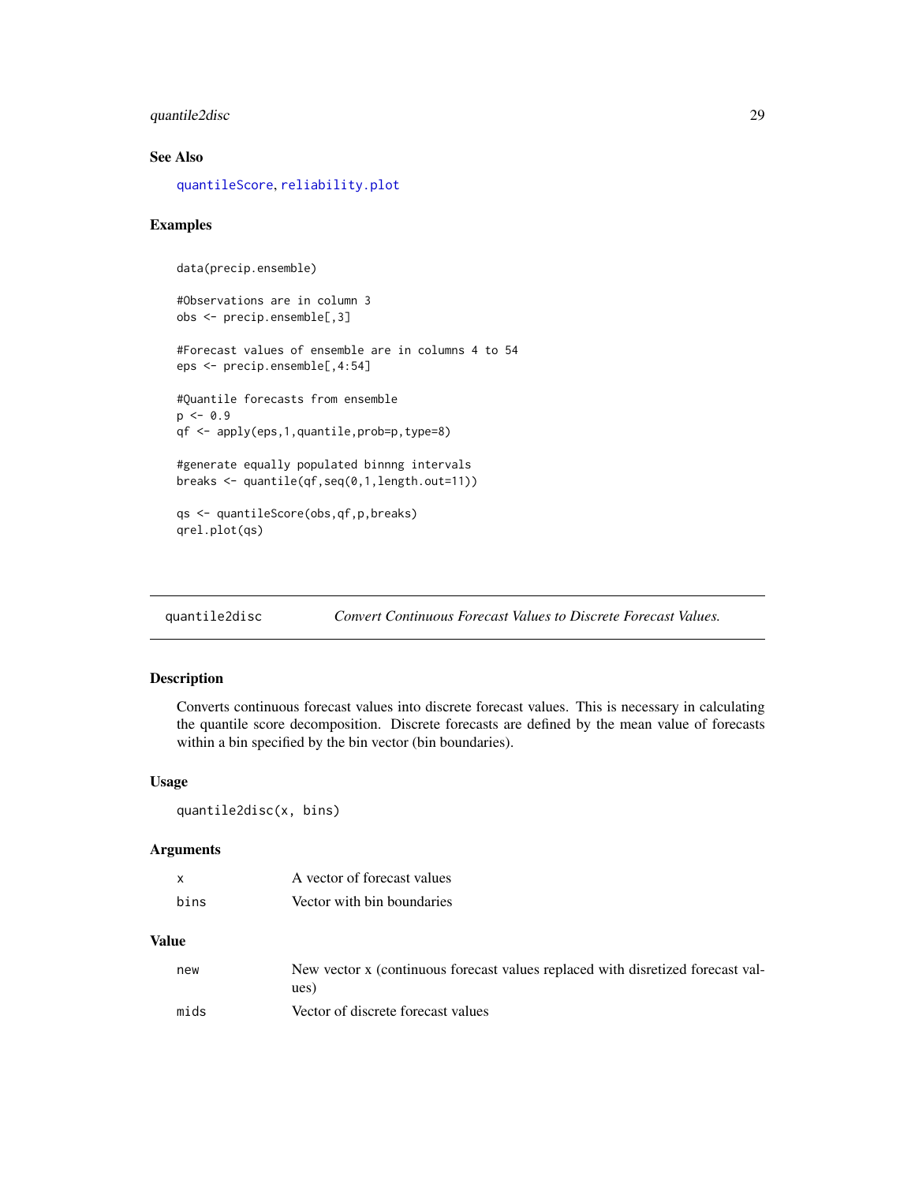### See Also

quantileScore, reliability.plot

### Examples

```
data(precip.ensemble)

#Observations are in column 3
obs <- precip.ensemble[,3]

#Forecast values of ensemble are in columns 4 to 54
eps <- precip.ensemble[,4:54]

#Quantile forecasts from ensemble
p <- 0.9
qf <- apply(eps,1,quantile,prob=p,type=8)

#generate equally populated binnng intervals
breaks <- quantile(qf,seq(0,1,length.out=11))

qs <- quantileScore(obs,qf,p,breaks)
qrel.plot(qs)
```

---

## quantile2disc — *Convert Continuous Forecast Values to Discrete Forecast Values.*

### Description

Converts continuous forecast values into discrete forecast values. This is necessary in calculating the quantile score decomposition. Discrete forecasts are defined by the mean value of forecasts within a bin specified by the bin vector (bin boundaries).

### Usage

```
quantile2disc(x, bins)
```

### Arguments

| | |
|---|---|
| x | A vector of forecast values |
| bins | Vector with bin boundaries |

### Value

| | |
|---|---|
| new | New vector x (continuous forecast values replaced with disretized forecast values) |
| mids | Vector of discrete forecast values |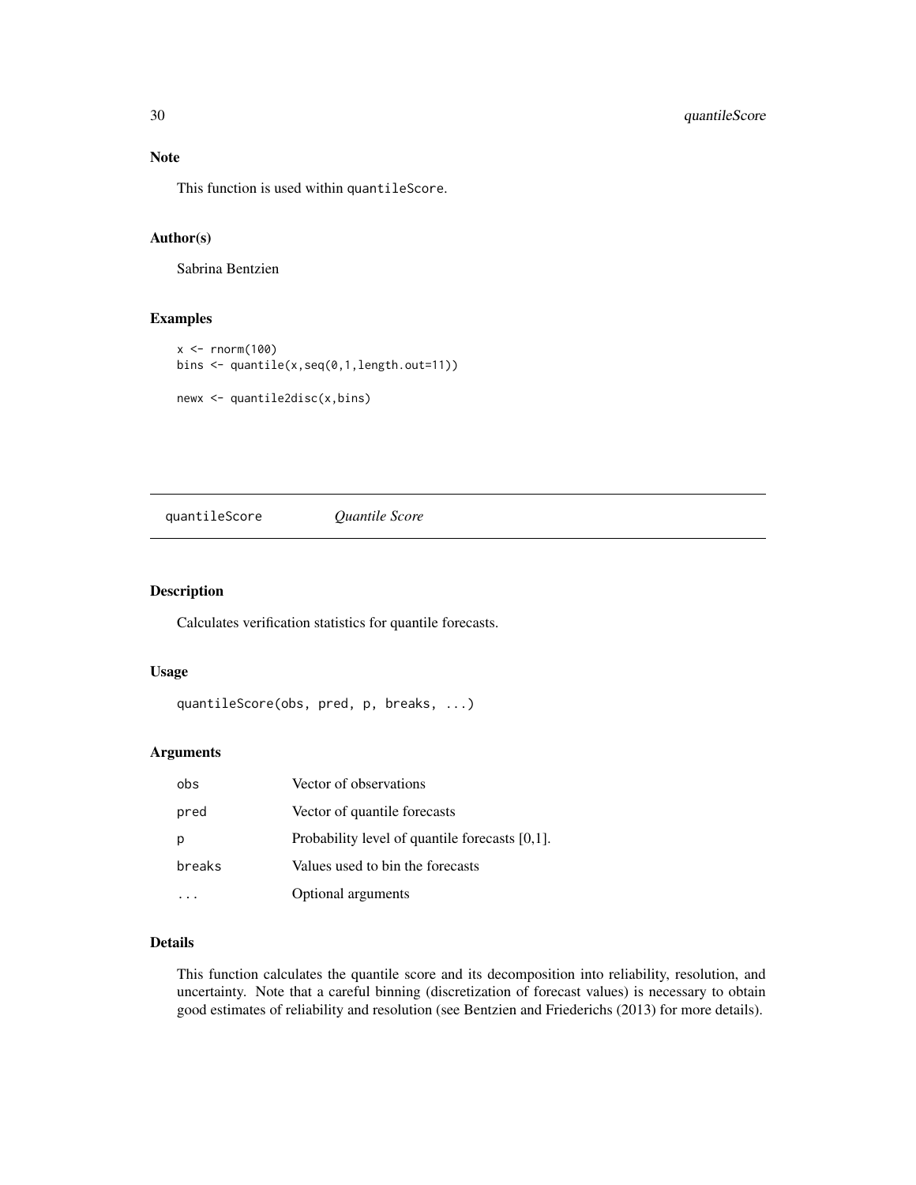## Note

This function is used within quantileScore.

## Author(s)

Sabrina Bentzien

## Examples

```
x <- rnorm(100)
bins <- quantile(x,seq(0,1,length.out=11))

newx <- quantile2disc(x,bins)
```

---

# quantileScore *Quantile Score*

---

## Description

Calculates verification statistics for quantile forecasts.

## Usage

```
quantileScore(obs, pred, p, breaks, ...)
```

## Arguments

| | |
|---|---|
| obs | Vector of observations |
| pred | Vector of quantile forecasts |
| p | Probability level of quantile forecasts [0,1]. |
| breaks | Values used to bin the forecasts |
| ... | Optional arguments |

## Details

This function calculates the quantile score and its decomposition into reliability, resolution, and uncertainty. Note that a careful binning (discretization of forecast values) is necessary to obtain good estimates of reliability and resolution (see Bentzien and Friederichs (2013) for more details).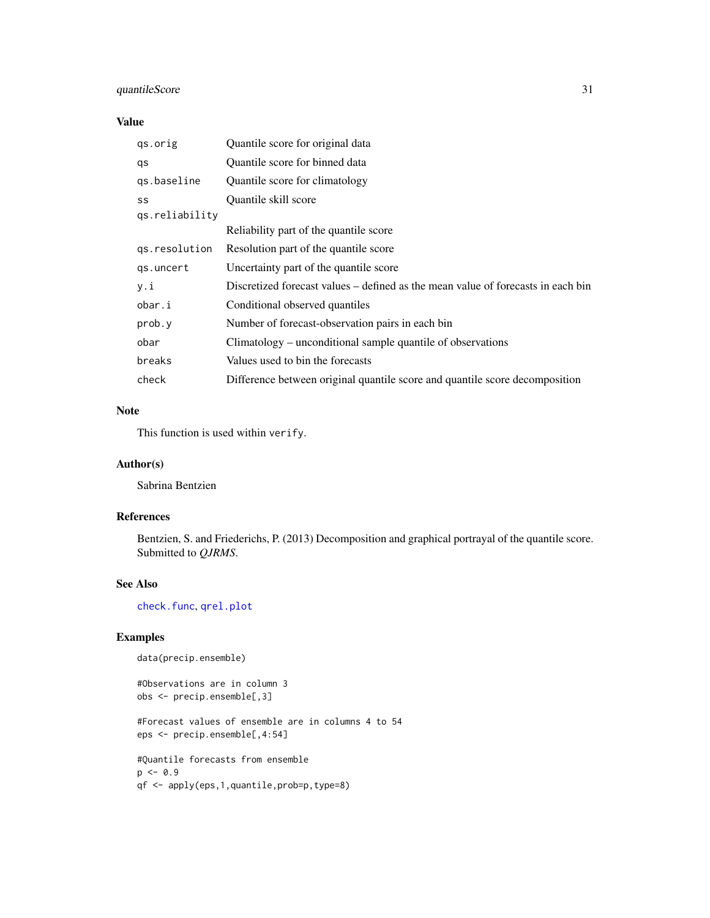### Value

| | |
|---|---|
| `qs.orig` | Quantile score for original data |
| `qs` | Quantile score for binned data |
| `qs.baseline` | Quantile score for climatology |
| `ss` | Quantile skill score |
| `qs.reliability` | Reliability part of the quantile score |
| `qs.resolution` | Resolution part of the quantile score |
| `qs.uncert` | Uncertainty part of the quantile score |
| `y.i` | Discretized forecast values – defined as the mean value of forecasts in each bin |
| `obar.i` | Conditional observed quantiles |
| `prob.y` | Number of forecast-observation pairs in each bin |
| `obar` | Climatology – unconditional sample quantile of observations |
| `breaks` | Values used to bin the forecasts |
| `check` | Difference between original quantile score and quantile score decomposition |

### Note

This function is used within `verify`.

### Author(s)

Sabrina Bentzien

### References

Bentzien, S. and Friederichs, P. (2013) Decomposition and graphical portrayal of the quantile score. Submitted to *QJRMS*.

### See Also

`check.func`, `qrel.plot`

### Examples

```
data(precip.ensemble)

#Observations are in column 3
obs <- precip.ensemble[,3]

#Forecast values of ensemble are in columns 4 to 54
eps <- precip.ensemble[,4:54]

#Quantile forecasts from ensemble
p <- 0.9
qf <- apply(eps,1,quantile,prob=p,type=8)
```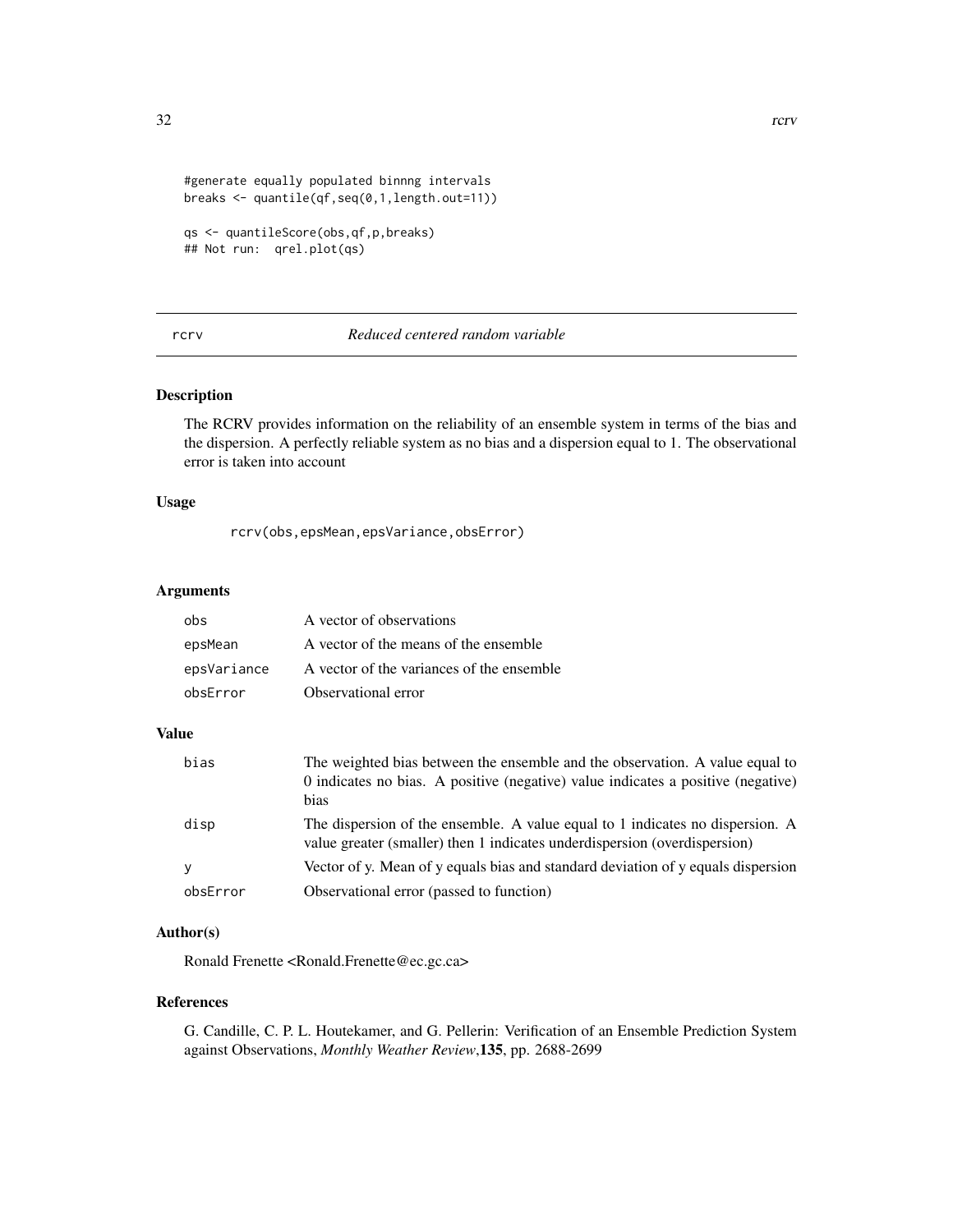```
#generate equally populated binnng intervals
breaks <- quantile(qf,seq(0,1,length.out=11))

qs <- quantileScore(obs,qf,p,breaks)
## Not run:  qrel.plot(qs)
```

## rcrv — *Reduced centered random variable*

### Description

The RCRV provides information on the reliability of an ensemble system in terms of the bias and the dispersion. A perfectly reliable system as no bias and a dispersion equal to 1. The observational error is taken into account

### Usage

```
rcrv(obs,epsMean,epsVariance,obsError)
```

### Arguments

| | |
|---|---|
| obs | A vector of observations |
| epsMean | A vector of the means of the ensemble |
| epsVariance | A vector of the variances of the ensemble |
| obsError | Observational error |

### Value

| | |
|---|---|
| bias | The weighted bias between the ensemble and the observation. A value equal to 0 indicates no bias. A positive (negative) value indicates a positive (negative) bias |
| disp | The dispersion of the ensemble. A value equal to 1 indicates no dispersion. A value greater (smaller) then 1 indicates underdispersion (overdispersion) |
| y | Vector of y. Mean of y equals bias and standard deviation of y equals dispersion |
| obsError | Observational error (passed to function) |

### Author(s)

Ronald Frenette <Ronald.Frenette@ec.gc.ca>

### References

G. Candille, C. P. L. Houtekamer, and G. Pellerin: Verification of an Ensemble Prediction System against Observations, *Monthly Weather Review*,**135**, pp. 2688-2699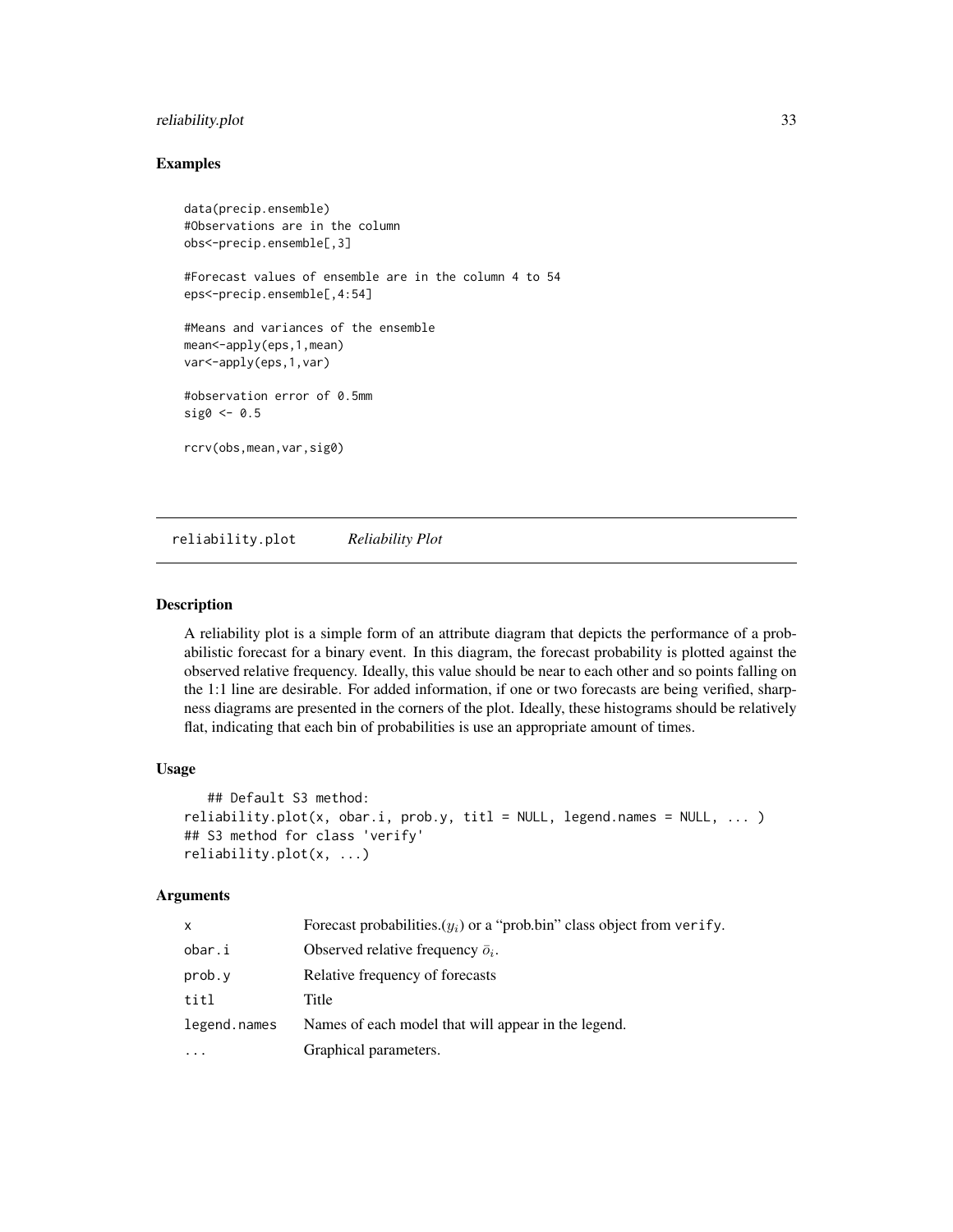### Examples

```
data(precip.ensemble)
#Observations are in the column
obs<-precip.ensemble[,3]

#Forecast values of ensemble are in the column 4 to 54
eps<-precip.ensemble[,4:54]

#Means and variances of the ensemble
mean<-apply(eps,1,mean)
var<-apply(eps,1,var)

#observation error of 0.5mm
sig0 <- 0.5

rcrv(obs,mean,var,sig0)
```

---

## reliability.plot *Reliability Plot*

---

### Description

A reliability plot is a simple form of an attribute diagram that depicts the performance of a probabilistic forecast for a binary event. In this diagram, the forecast probability is plotted against the observed relative frequency. Ideally, this value should be near to each other and so points falling on the 1:1 line are desirable. For added information, if one or two forecasts are being verified, sharpness diagrams are presented in the corners of the plot. Ideally, these histograms should be relatively flat, indicating that each bin of probabilities is use an appropriate amount of times.

### Usage

```
   ## Default S3 method:
reliability.plot(x, obar.i, prob.y, titl = NULL, legend.names = NULL, ... )
## S3 method for class 'verify'
reliability.plot(x, ...)
```

### Arguments

| | |
|---|---|
| x | Forecast probabilities.($y_i$) or a "prob.bin" class object from verify. |
| obar.i | Observed relative frequency $\bar{o}_i$. |
| prob.y | Relative frequency of forecasts |
| titl | Title |
| legend.names | Names of each model that will appear in the legend. |
| ... | Graphical parameters. |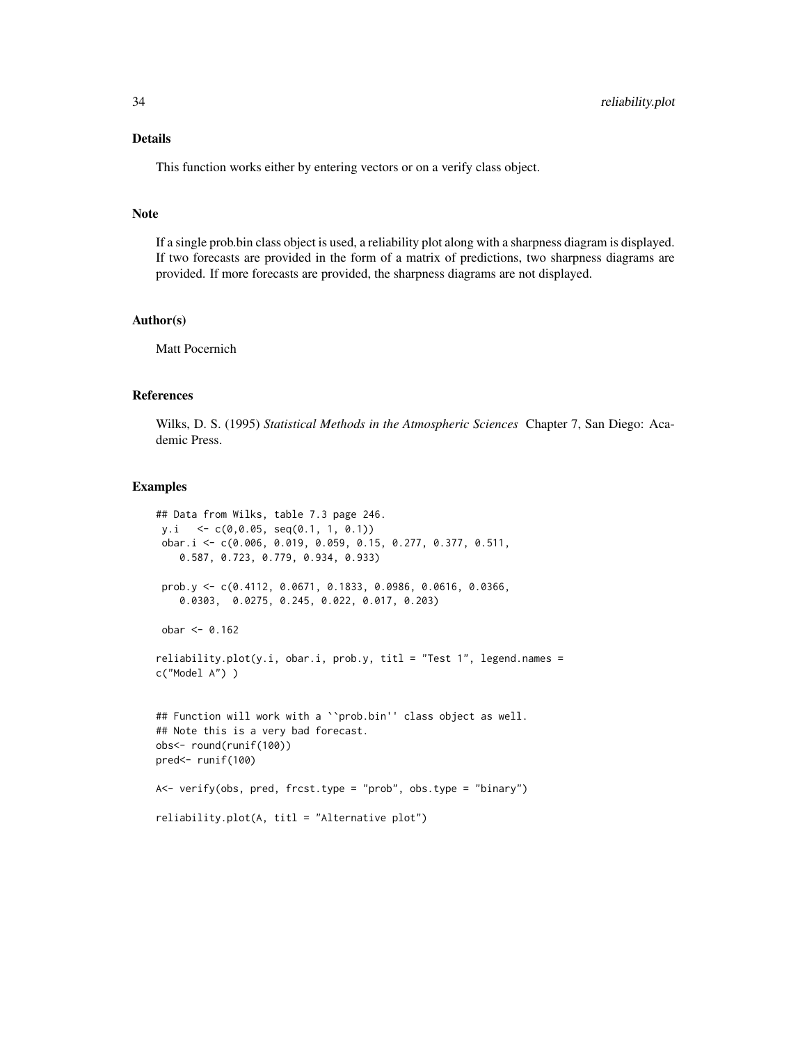### Details

This function works either by entering vectors or on a verify class object.

### Note

If a single prob.bin class object is used, a reliability plot along with a sharpness diagram is displayed. If two forecasts are provided in the form of a matrix of predictions, two sharpness diagrams are provided. If more forecasts are provided, the sharpness diagrams are not displayed.

### Author(s)

Matt Pocernich

### References

Wilks, D. S. (1995) *Statistical Methods in the Atmospheric Sciences* Chapter 7, San Diego: Academic Press.

### Examples

```
## Data from Wilks, table 7.3 page 246.
 y.i   <- c(0,0.05, seq(0.1, 1, 0.1))
 obar.i <- c(0.006, 0.019, 0.059, 0.15, 0.277, 0.377, 0.511,
    0.587, 0.723, 0.779, 0.934, 0.933)

 prob.y <- c(0.4112, 0.0671, 0.1833, 0.0986, 0.0616, 0.0366,
    0.0303,  0.0275, 0.245, 0.022, 0.017, 0.203)

 obar <- 0.162

reliability.plot(y.i, obar.i, prob.y, titl = "Test 1", legend.names =
c("Model A") )


## Function will work with a ``prob.bin'' class object as well.
## Note this is a very bad forecast.
obs<- round(runif(100))
pred<- runif(100)

A<- verify(obs, pred, frcst.type = "prob", obs.type = "binary")

reliability.plot(A, titl = "Alternative plot")
```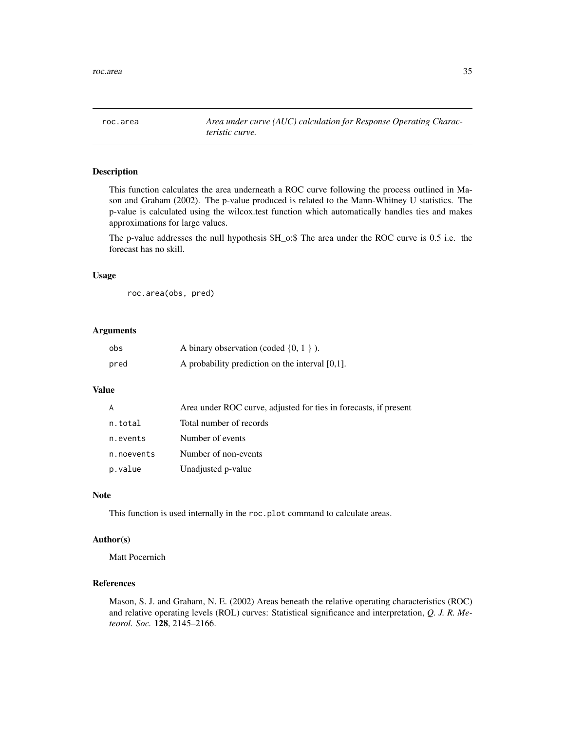roc.area *Area under curve (AUC) calculation for Response Operating Characteristic curve.*

## Description

This function calculates the area underneath a ROC curve following the process outlined in Mason and Graham (2002). The p-value produced is related to the Mann-Whitney U statistics. The p-value is calculated using the wilcox.test function which automatically handles ties and makes approximations for large values.

The p-value addresses the null hypothesis $H_o:$ The area under the ROC curve is 0.5 i.e. the forecast has no skill.

## Usage

```
roc.area(obs, pred)
```

## Arguments

| | |
|---|---|
| `obs` | A binary observation (coded {0, 1 } ). |
| `pred` | A probability prediction on the interval [0,1]. |

## Value

| | |
|---|---|
| `A` | Area under ROC curve, adjusted for ties in forecasts, if present |
| `n.total` | Total number of records |
| `n.events` | Number of events |
| `n.noevents` | Number of non-events |
| `p.value` | Unadjusted p-value |

## Note

This function is used internally in the `roc.plot` command to calculate areas.

## Author(s)

Matt Pocernich

## References

Mason, S. J. and Graham, N. E. (2002) Areas beneath the relative operating characteristics (ROC) and relative operating levels (ROL) curves: Statistical significance and interpretation, *Q. J. R. Meteorol. Soc.* **128**, 2145–2166.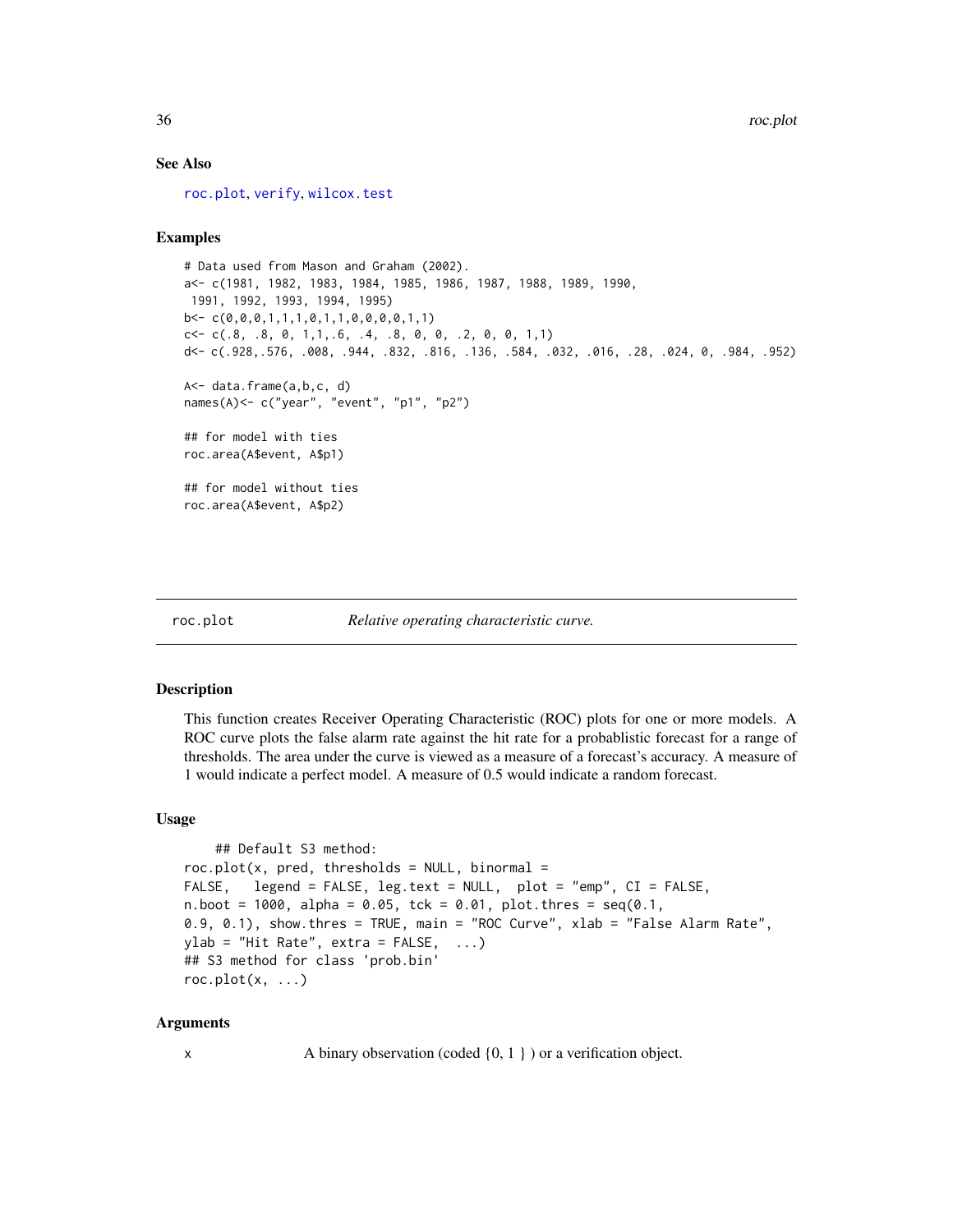### See Also

roc.plot, verify, wilcox.test

### Examples

```
# Data used from Mason and Graham (2002).
a<- c(1981, 1982, 1983, 1984, 1985, 1986, 1987, 1988, 1989, 1990,
 1991, 1992, 1993, 1994, 1995)
b<- c(0,0,0,1,1,1,0,1,1,0,0,0,0,1,1)
c<- c(.8, .8, 0, 1,1,.6, .4, .8, 0, 0, .2, 0, 0, 1,1)
d<- c(.928,.576, .008, .944, .832, .816, .136, .584, .032, .016, .28, .024, 0, .984, .952)

A<- data.frame(a,b,c, d)
names(A)<- c("year", "event", "p1", "p2")

## for model with ties
roc.area(A$event, A$p1)

## for model without ties
roc.area(A$event, A$p2)
```

---

## roc.plot — *Relative operating characteristic curve.*

---

### Description

This function creates Receiver Operating Characteristic (ROC) plots for one or more models. A ROC curve plots the false alarm rate against the hit rate for a probablistic forecast for a range of thresholds. The area under the curve is viewed as a measure of a forecast's accuracy. A measure of 1 would indicate a perfect model. A measure of 0.5 would indicate a random forecast.

### Usage

```
    ## Default S3 method:
roc.plot(x, pred, thresholds = NULL, binormal =
FALSE,   legend = FALSE, leg.text = NULL,  plot = "emp", CI = FALSE,
n.boot = 1000, alpha = 0.05, tck = 0.01, plot.thres = seq(0.1,
0.9, 0.1), show.thres = TRUE, main = "ROC Curve", xlab = "False Alarm Rate",
ylab = "Hit Rate", extra = FALSE,  ...)
## S3 method for class 'prob.bin'
roc.plot(x, ...)
```

### Arguments

| | |
|---|---|
| x | A binary observation (coded {0, 1 } ) or a verification object. |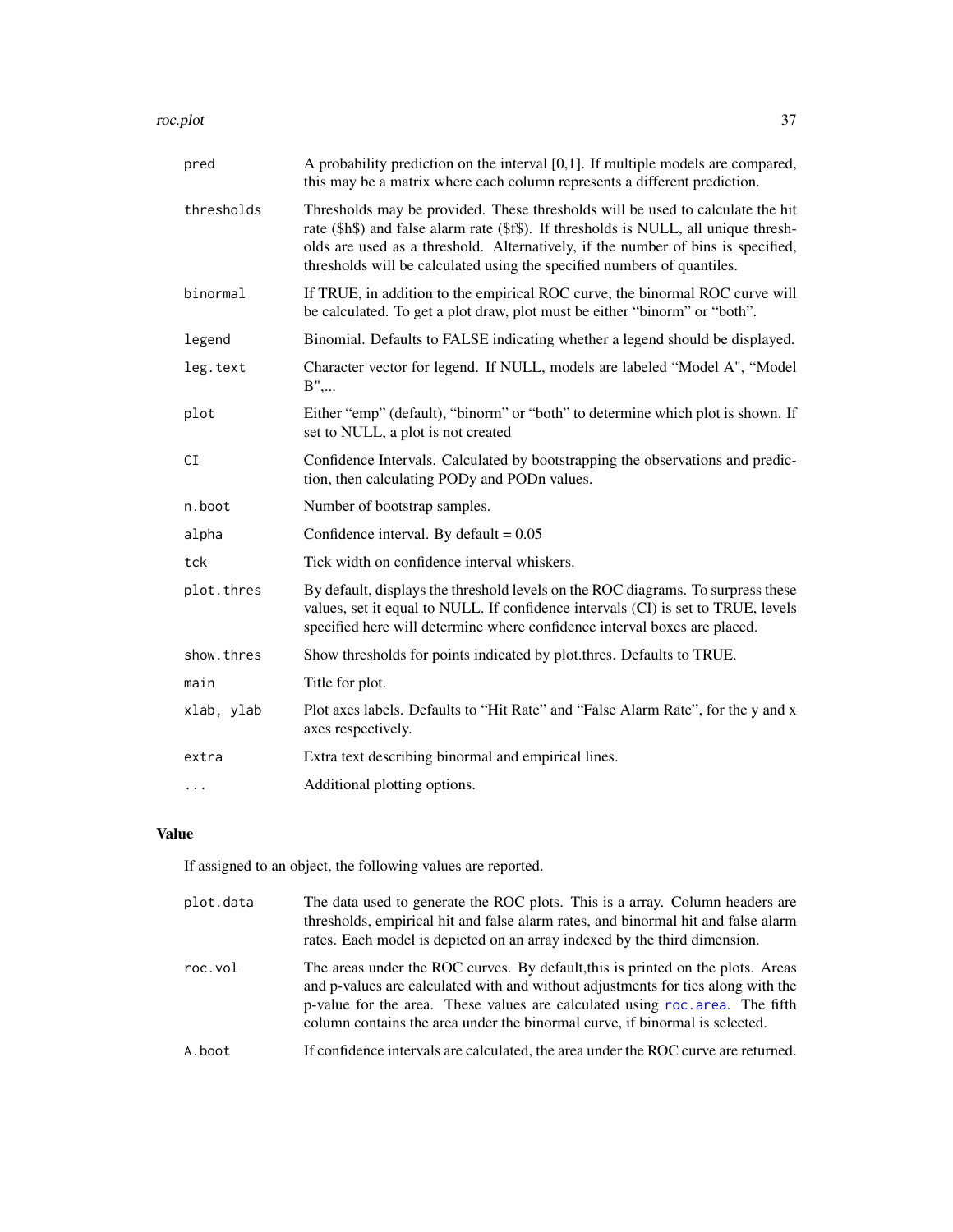| | |
|---|---|
| pred | A probability prediction on the interval [0,1]. If multiple models are compared, this may be a matrix where each column represents a different prediction. |
| thresholds | Thresholds may be provided. These thresholds will be used to calculate the hit rate ($h$) and false alarm rate ($f$). If thresholds is NULL, all unique thresholds are used as a threshold. Alternatively, if the number of bins is specified, thresholds will be calculated using the specified numbers of quantiles. |
| binormal | If TRUE, in addition to the empirical ROC curve, the binormal ROC curve will be calculated. To get a plot draw, plot must be either "binorm" or "both". |
| legend | Binomial. Defaults to FALSE indicating whether a legend should be displayed. |
| leg.text | Character vector for legend. If NULL, models are labeled "Model A", "Model B",... |
| plot | Either "emp" (default), "binorm" or "both" to determine which plot is shown. If set to NULL, a plot is not created |
| CI | Confidence Intervals. Calculated by bootstrapping the observations and prediction, then calculating PODy and PODn values. |
| n.boot | Number of bootstrap samples. |
| alpha | Confidence interval. By default = 0.05 |
| tck | Tick width on confidence interval whiskers. |
| plot.thres | By default, displays the threshold levels on the ROC diagrams. To surpress these values, set it equal to NULL. If confidence intervals (CI) is set to TRUE, levels specified here will determine where confidence interval boxes are placed. |
| show.thres | Show thresholds for points indicated by plot.thres. Defaults to TRUE. |
| main | Title for plot. |
| xlab, ylab | Plot axes labels. Defaults to "Hit Rate" and "False Alarm Rate", for the y and x axes respectively. |
| extra | Extra text describing binormal and empirical lines. |
| ... | Additional plotting options. |

## Value

If assigned to an object, the following values are reported.

| | |
|---|---|
| plot.data | The data used to generate the ROC plots. This is a array. Column headers are thresholds, empirical hit and false alarm rates, and binormal hit and false alarm rates. Each model is depicted on an array indexed by the third dimension. |
| roc.vol | The areas under the ROC curves. By default,this is printed on the plots. Areas and p-values are calculated with and without adjustments for ties along with the p-value for the area. These values are calculated using roc.area. The fifth column contains the area under the binormal curve, if binormal is selected. |
| A.boot | If confidence intervals are calculated, the area under the ROC curve are returned. |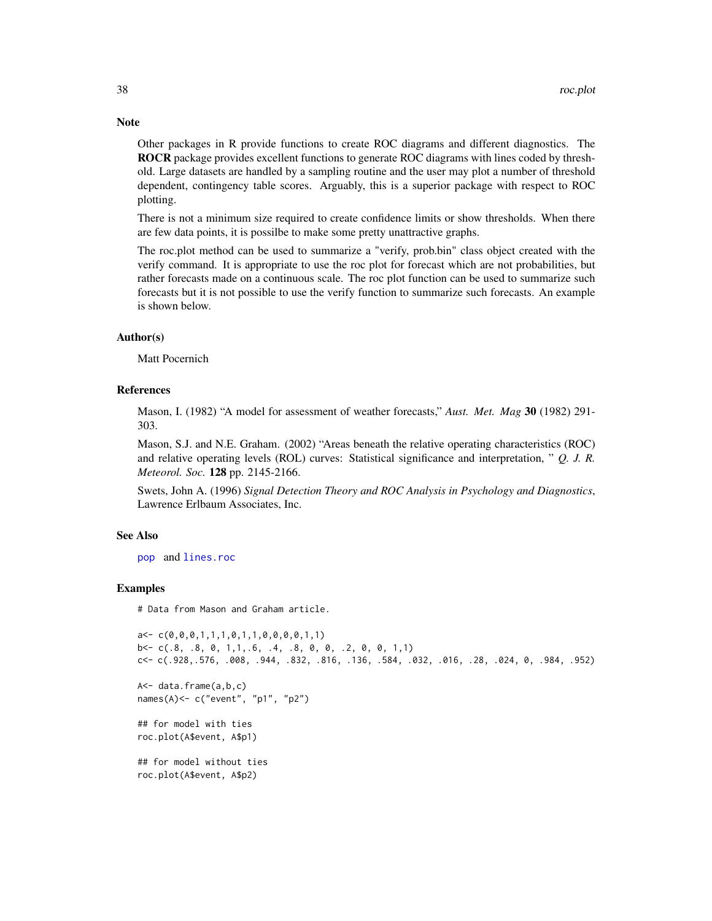## Note

Other packages in R provide functions to create ROC diagrams and different diagnostics. The **ROCR** package provides excellent functions to generate ROC diagrams with lines coded by threshold. Large datasets are handled by a sampling routine and the user may plot a number of threshold dependent, contingency table scores. Arguably, this is a superior package with respect to ROC plotting.

There is not a minimum size required to create confidence limits or show thresholds. When there are few data points, it is possilbe to make some pretty unattractive graphs.

The roc.plot method can be used to summarize a "verify, prob.bin" class object created with the verify command. It is appropriate to use the roc plot for forecast which are not probabilities, but rather forecasts made on a continuous scale. The roc plot function can be used to summarize such forecasts but it is not possible to use the verify function to summarize such forecasts. An example is shown below.

## Author(s)

Matt Pocernich

## References

Mason, I. (1982) "A model for assessment of weather forecasts," *Aust. Met. Mag* **30** (1982) 291-303.

Mason, S.J. and N.E. Graham. (2002) "Areas beneath the relative operating characteristics (ROC) and relative operating levels (ROL) curves: Statistical significance and interpretation, " *Q. J. R. Meteorol. Soc.* **128** pp. 2145-2166.

Swets, John A. (1996) *Signal Detection Theory and ROC Analysis in Psychology and Diagnostics*, Lawrence Erlbaum Associates, Inc.

## See Also

pop and lines.roc

## Examples

```
# Data from Mason and Graham article.

a<- c(0,0,0,1,1,1,0,1,1,0,0,0,0,1,1)
b<- c(.8, .8, 0, 1,1,.6, .4, .8, 0, 0, .2, 0, 0, 1,1)
c<- c(.928,.576, .008, .944, .832, .816, .136, .584, .032, .016, .28, .024, 0, .984, .952)

A<- data.frame(a,b,c)
names(A)<- c("event", "p1", "p2")

## for model with ties
roc.plot(A$event, A$p1)

## for model without ties
roc.plot(A$event, A$p2)
```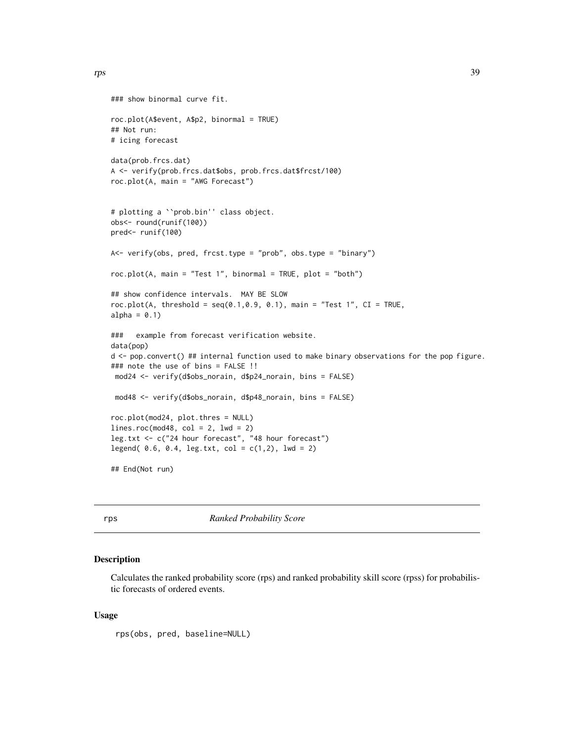```
### show binormal curve fit.

roc.plot(A$event, A$p2, binormal = TRUE)
## Not run:
# icing forecast

data(prob.frcs.dat)
A <- verify(prob.frcs.dat$obs, prob.frcs.dat$frcst/100)
roc.plot(A, main = "AWG Forecast")


# plotting a ``prob.bin'' class object.
obs<- round(runif(100))
pred<- runif(100)

A<- verify(obs, pred, frcst.type = "prob", obs.type = "binary")

roc.plot(A, main = "Test 1", binormal = TRUE, plot = "both")

## show confidence intervals.  MAY BE SLOW
roc.plot(A, threshold = seq(0.1,0.9, 0.1), main = "Test 1", CI = TRUE,
alpha = 0.1)

###   example from forecast verification website.
data(pop)
d <- pop.convert() ## internal function used to make binary observations for the pop figure.
### note the use of bins = FALSE !!
 mod24 <- verify(d$obs_norain, d$p24_norain, bins = FALSE)

 mod48 <- verify(d$obs_norain, d$p48_norain, bins = FALSE)

roc.plot(mod24, plot.thres = NULL)
lines.roc(mod48, col = 2, lwd = 2)
leg.txt <- c("24 hour forecast", "48 hour forecast")
legend( 0.6, 0.4, leg.txt, col = c(1,2), lwd = 2)

## End(Not run)
```

---

rps *Ranked Probability Score*

---

## Description

Calculates the ranked probability score (rps) and ranked probability skill score (rpss) for probabilistic forecasts of ordered events.

## Usage

```
rps(obs, pred, baseline=NULL)
```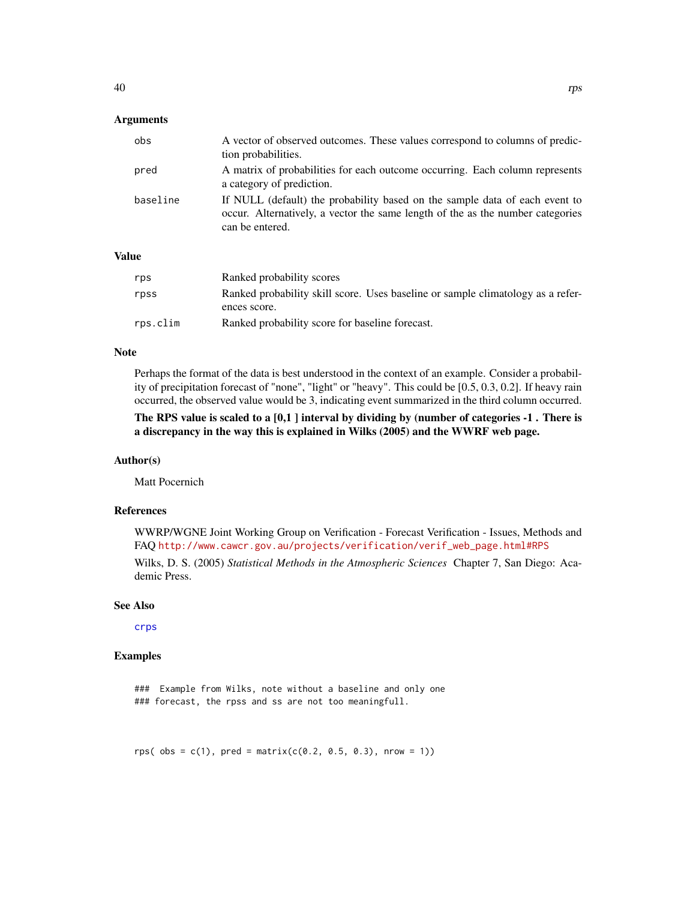## Arguments

| | |
|---|---|
| obs | A vector of observed outcomes. These values correspond to columns of prediction probabilities. |
| pred | A matrix of probabilities for each outcome occurring. Each column represents a category of prediction. |
| baseline | If NULL (default) the probability based on the sample data of each event to occur. Alternatively, a vector the same length of the as the number categories can be entered. |

## Value

| | |
|---|---|
| rps | Ranked probability scores |
| rpss | Ranked probability skill score. Uses baseline or sample climatology as a references score. |
| rps.clim | Ranked probability score for baseline forecast. |

## Note

Perhaps the format of the data is best understood in the context of an example. Consider a probability of precipitation forecast of "none", "light" or "heavy". This could be [0.5, 0.3, 0.2]. If heavy rain occurred, the observed value would be 3, indicating event summarized in the third column occurred.

**The RPS value is scaled to a [0,1 ] interval by dividing by (number of categories -1 . There is a discrepancy in the way this is explained in Wilks (2005) and the WWRF web page.**

## Author(s)

Matt Pocernich

## References

WWRP/WGNE Joint Working Group on Verification - Forecast Verification - Issues, Methods and FAQ http://www.cawcr.gov.au/projects/verification/verif_web_page.html#RPS

Wilks, D. S. (2005) *Statistical Methods in the Atmospheric Sciences* Chapter 7, San Diego: Academic Press.

## See Also

crps

## Examples

```
###  Example from Wilks, note without a baseline and only one
### forecast, the rpss and ss are not too meaningfull.


rps( obs = c(1), pred = matrix(c(0.2, 0.5, 0.3), nrow = 1))
```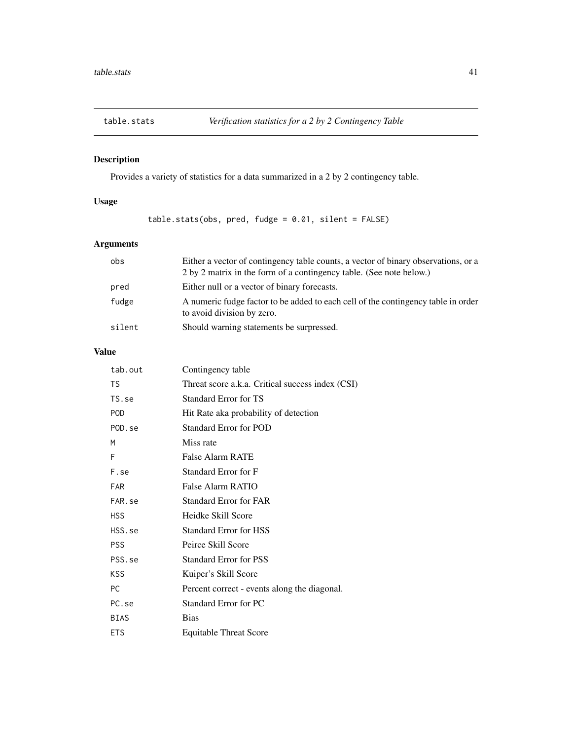table.stats *Verification statistics for a 2 by 2 Contingency Table*

## Description

Provides a variety of statistics for a data summarized in a 2 by 2 contingency table.

## Usage

```
table.stats(obs, pred, fudge = 0.01, silent = FALSE)
```

## Arguments

| | |
|---|---|
| obs | Either a vector of contingency table counts, a vector of binary observations, or a 2 by 2 matrix in the form of a contingency table. (See note below.) |
| pred | Either null or a vector of binary forecasts. |
| fudge | A numeric fudge factor to be added to each cell of the contingency table in order to avoid division by zero. |
| silent | Should warning statements be surpressed. |

## Value

| | |
|---|---|
| tab.out | Contingency table |
| TS | Threat score a.k.a. Critical success index (CSI) |
| TS.se | Standard Error for TS |
| POD | Hit Rate aka probability of detection |
| POD.se | Standard Error for POD |
| M | Miss rate |
| F | False Alarm RATE |
| F.se | Standard Error for F |
| FAR | False Alarm RATIO |
| FAR.se | Standard Error for FAR |
| HSS | Heidke Skill Score |
| HSS.se | Standard Error for HSS |
| PSS | Peirce Skill Score |
| PSS.se | Standard Error for PSS |
| KSS | Kuiper's Skill Score |
| PC | Percent correct - events along the diagonal. |
| PC.se | Standard Error for PC |
| BIAS | Bias |
| ETS | Equitable Threat Score |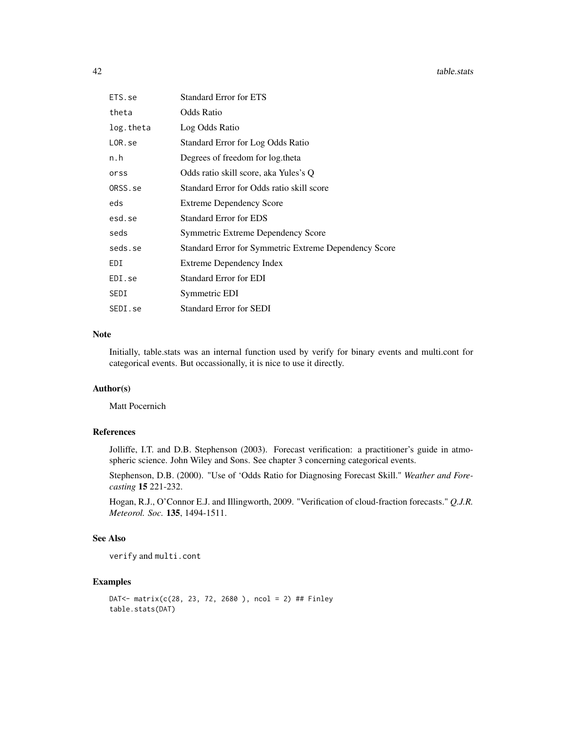| | |
|---|---|
| ETS.se | Standard Error for ETS |
| theta | Odds Ratio |
| log.theta | Log Odds Ratio |
| LOR.se | Standard Error for Log Odds Ratio |
| n.h | Degrees of freedom for log.theta |
| orss | Odds ratio skill score, aka Yules's Q |
| ORSS.se | Standard Error for Odds ratio skill score |
| eds | Extreme Dependency Score |
| esd.se | Standard Error for EDS |
| seds | Symmetric Extreme Dependency Score |
| seds.se | Standard Error for Symmetric Extreme Dependency Score |
| EDI | Extreme Dependency Index |
| EDI.se | Standard Error for EDI |
| SEDI | Symmetric EDI |
| SEDI.se | Standard Error for SEDI |

## Note

Initially, table.stats was an internal function used by verify for binary events and multi.cont for categorical events. But occassionally, it is nice to use it directly.

## Author(s)

Matt Pocernich

## References

Jolliffe, I.T. and D.B. Stephenson (2003). Forecast verification: a practitioner's guide in atmospheric science. John Wiley and Sons. See chapter 3 concerning categorical events.

Stephenson, D.B. (2000). "Use of 'Odds Ratio for Diagnosing Forecast Skill." *Weather and Forecasting* **15** 221-232.

Hogan, R.J., O'Connor E.J. and Illingworth, 2009. "Verification of cloud-fraction forecasts." *Q.J.R. Meteorol. Soc.* **135**, 1494-1511.

## See Also

verify and multi.cont

## Examples

```
DAT<- matrix(c(28, 23, 72, 2680 ), ncol = 2) ## Finley
table.stats(DAT)
```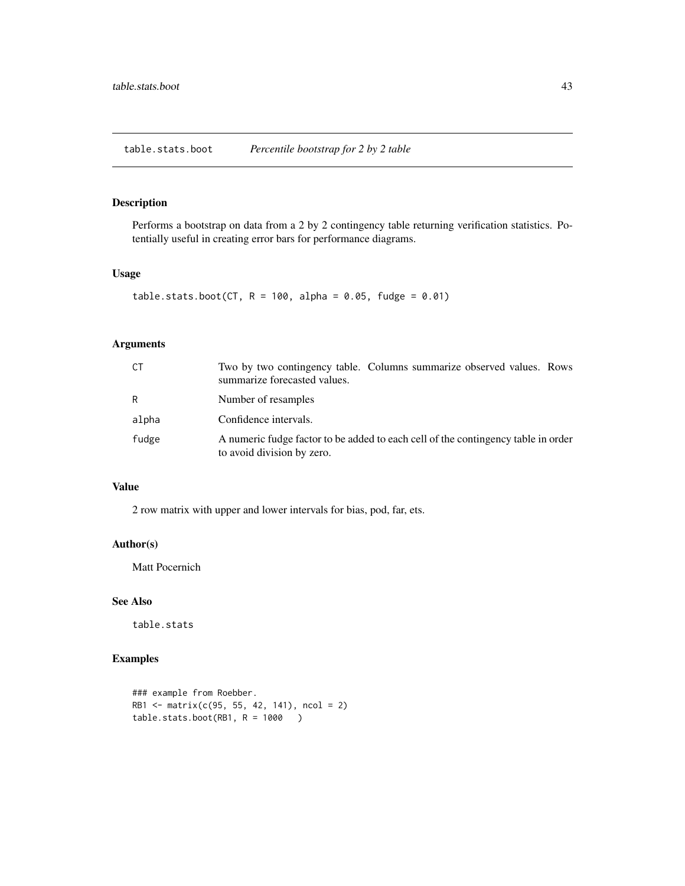## table.stats.boot *Percentile bootstrap for 2 by 2 table*

### Description

Performs a bootstrap on data from a 2 by 2 contingency table returning verification statistics. Potentially useful in creating error bars for performance diagrams.

### Usage

```
table.stats.boot(CT, R = 100, alpha = 0.05, fudge = 0.01)
```

### Arguments

| | |
|---|---|
| CT | Two by two contingency table. Columns summarize observed values. Rows summarize forecasted values. |
| R | Number of resamples |
| alpha | Confidence intervals. |
| fudge | A numeric fudge factor to be added to each cell of the contingency table in order to avoid division by zero. |

### Value

2 row matrix with upper and lower intervals for bias, pod, far, ets.

### Author(s)

Matt Pocernich

### See Also

table.stats

### Examples

```
### example from Roebber.
RB1 <- matrix(c(95, 55, 42, 141), ncol = 2)
table.stats.boot(RB1, R = 1000   )
```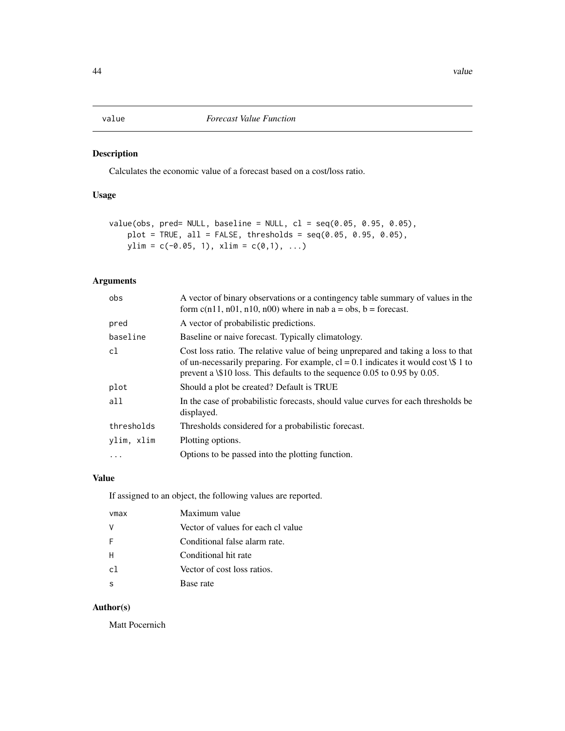# value *Forecast Value Function*

## Description

Calculates the economic value of a forecast based on a cost/loss ratio.

## Usage

```
value(obs, pred= NULL, baseline = NULL, cl = seq(0.05, 0.95, 0.05),
    plot = TRUE, all = FALSE, thresholds = seq(0.05, 0.95, 0.05),
    ylim = c(-0.05, 1), xlim = c(0,1), ...)
```

## Arguments

| | |
|---|---|
| `obs` | A vector of binary observations or a contingency table summary of values in the form c(n11, n01, n10, n00) where in nab a = obs, b = forecast. |
| `pred` | A vector of probabilistic predictions. |
| `baseline` | Baseline or naive forecast. Typically climatology. |
| `cl` | Cost loss ratio. The relative value of being unprepared and taking a loss to that of un-necessarily preparing. For example, cl = 0.1 indicates it would cost \$ 1 to prevent a \$10 loss. This defaults to the sequence 0.05 to 0.95 by 0.05. |
| `plot` | Should a plot be created? Default is TRUE |
| `all` | In the case of probabilistic forecasts, should value curves for each thresholds be displayed. |
| `thresholds` | Thresholds considered for a probabilistic forecast. |
| `ylim, xlim` | Plotting options. |
| `...` | Options to be passed into the plotting function. |

## Value

If assigned to an object, the following values are reported.

| | |
|---|---|
| `vmax` | Maximum value |
| `V` | Vector of values for each cl value |
| `F` | Conditional false alarm rate. |
| `H` | Conditional hit rate |
| `cl` | Vector of cost loss ratios. |
| `s` | Base rate |

## Author(s)

Matt Pocernich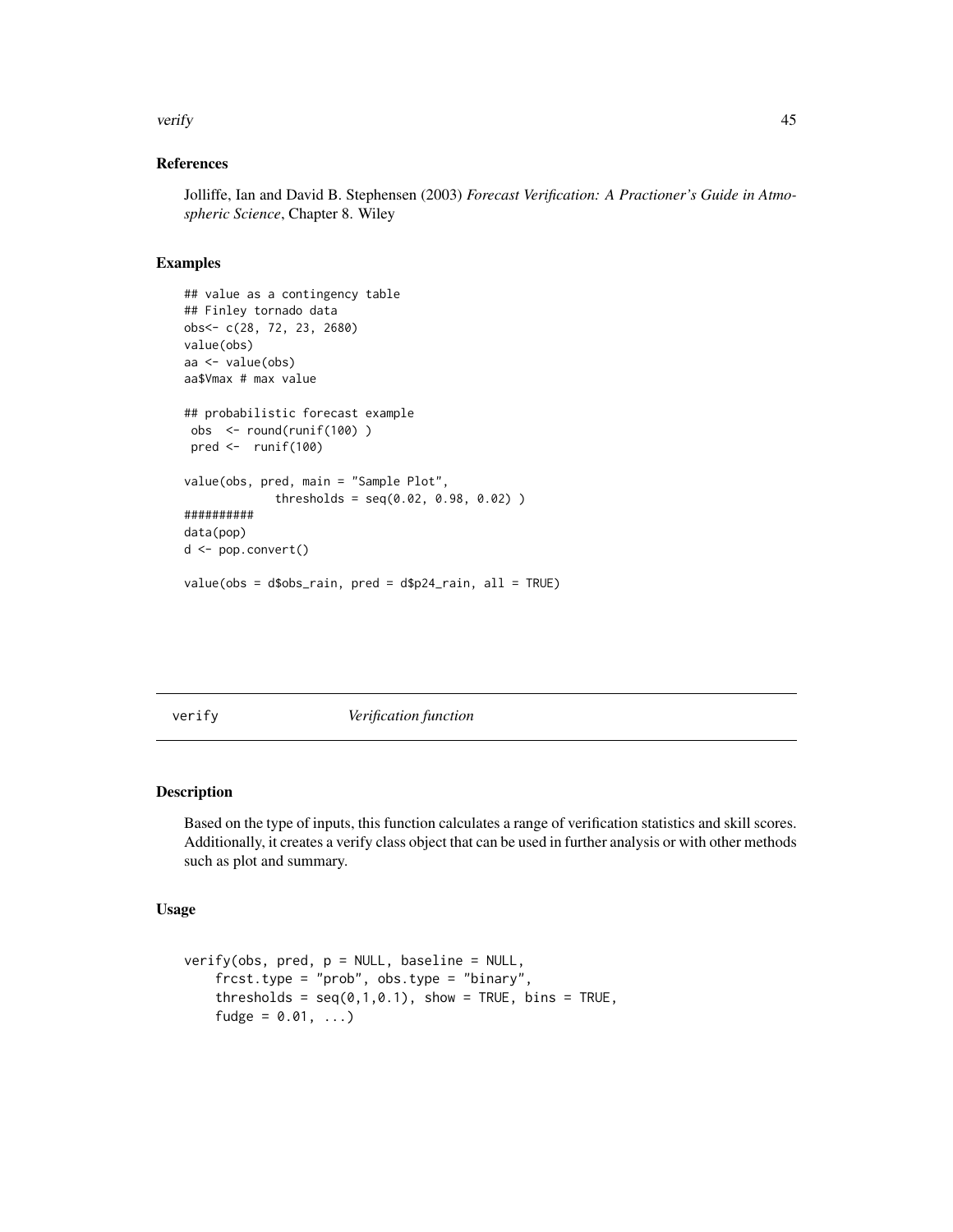### References

Jolliffe, Ian and David B. Stephensen (2003) *Forecast Verification: A Practioner's Guide in Atmospheric Science*, Chapter 8. Wiley

### Examples

```
## value as a contingency table
## Finley tornado data
obs<- c(28, 72, 23, 2680)
value(obs)
aa <- value(obs)
aa$Vmax # max value

## probabilistic forecast example
 obs  <- round(runif(100) )
 pred <-  runif(100)

value(obs, pred, main = "Sample Plot",
             thresholds = seq(0.02, 0.98, 0.02) )
##########
data(pop)
d <- pop.convert()

value(obs = d$obs_rain, pred = d$p24_rain, all = TRUE)
```

---

## verify *Verification function*

### Description

Based on the type of inputs, this function calculates a range of verification statistics and skill scores. Additionally, it creates a verify class object that can be used in further analysis or with other methods such as plot and summary.

### Usage

```
verify(obs, pred, p = NULL, baseline = NULL,
    frcst.type = "prob", obs.type = "binary",
    thresholds = seq(0,1,0.1), show = TRUE, bins = TRUE,
    fudge = 0.01, ...)
```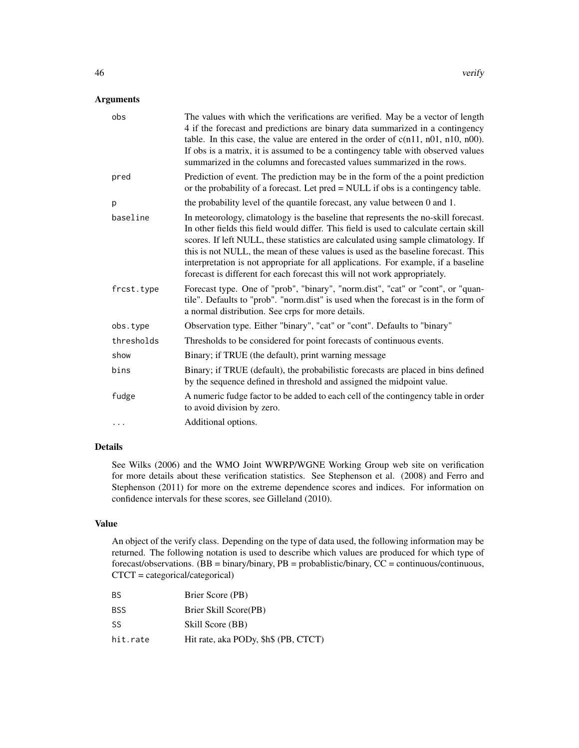## Arguments

| | |
|---|---|
| `obs` | The values with which the verifications are verified. May be a vector of length 4 if the forecast and predictions are binary data summarized in a contingency table. In this case, the value are entered in the order of c(n11, n01, n10, n00). If obs is a matrix, it is assumed to be a contingency table with observed values summarized in the columns and forecasted values summarized in the rows. |
| `pred` | Prediction of event. The prediction may be in the form of the a point prediction or the probability of a forecast. Let pred = NULL if obs is a contingency table. |
| `p` | the probability level of the quantile forecast, any value between 0 and 1. |
| `baseline` | In meteorology, climatology is the baseline that represents the no-skill forecast. In other fields this field would differ. This field is used to calculate certain skill scores. If left NULL, these statistics are calculated using sample climatology. If this is not NULL, the mean of these values is used as the baseline forecast. This interpretation is not appropriate for all applications. For example, if a baseline forecast is different for each forecast this will not work appropriately. |
| `frcst.type` | Forecast type. One of "prob", "binary", "norm.dist", "cat" or "cont", or "quantile". Defaults to "prob". "norm.dist" is used when the forecast is in the form of a normal distribution. See crps for more details. |
| `obs.type` | Observation type. Either "binary", "cat" or "cont". Defaults to "binary" |
| `thresholds` | Thresholds to be considered for point forecasts of continuous events. |
| `show` | Binary; if TRUE (the default), print warning message |
| `bins` | Binary; if TRUE (default), the probabilistic forecasts are placed in bins defined by the sequence defined in threshold and assigned the midpoint value. |
| `fudge` | A numeric fudge factor to be added to each cell of the contingency table in order to avoid division by zero. |
| `...` | Additional options. |

## Details

See Wilks (2006) and the WMO Joint WWRP/WGNE Working Group web site on verification for more details about these verification statistics. See Stephenson et al. (2008) and Ferro and Stephenson (2011) for more on the extreme dependence scores and indices. For information on confidence intervals for these scores, see Gilleland (2010).

## Value

An object of the verify class. Depending on the type of data used, the following information may be returned. The following notation is used to describe which values are produced for which type of forecast/observations. (BB = binary/binary, PB = probablistic/binary, CC = continuous/continuous, CTCT = categorical/categorical)

| | |
|---|---|
| `BS` | Brier Score (PB) |
| `BSS` | Brier Skill Score(PB) |
| `SS` | Skill Score (BB) |
| `hit.rate` | Hit rate, aka PODy, $h$ (PB, CTCT) |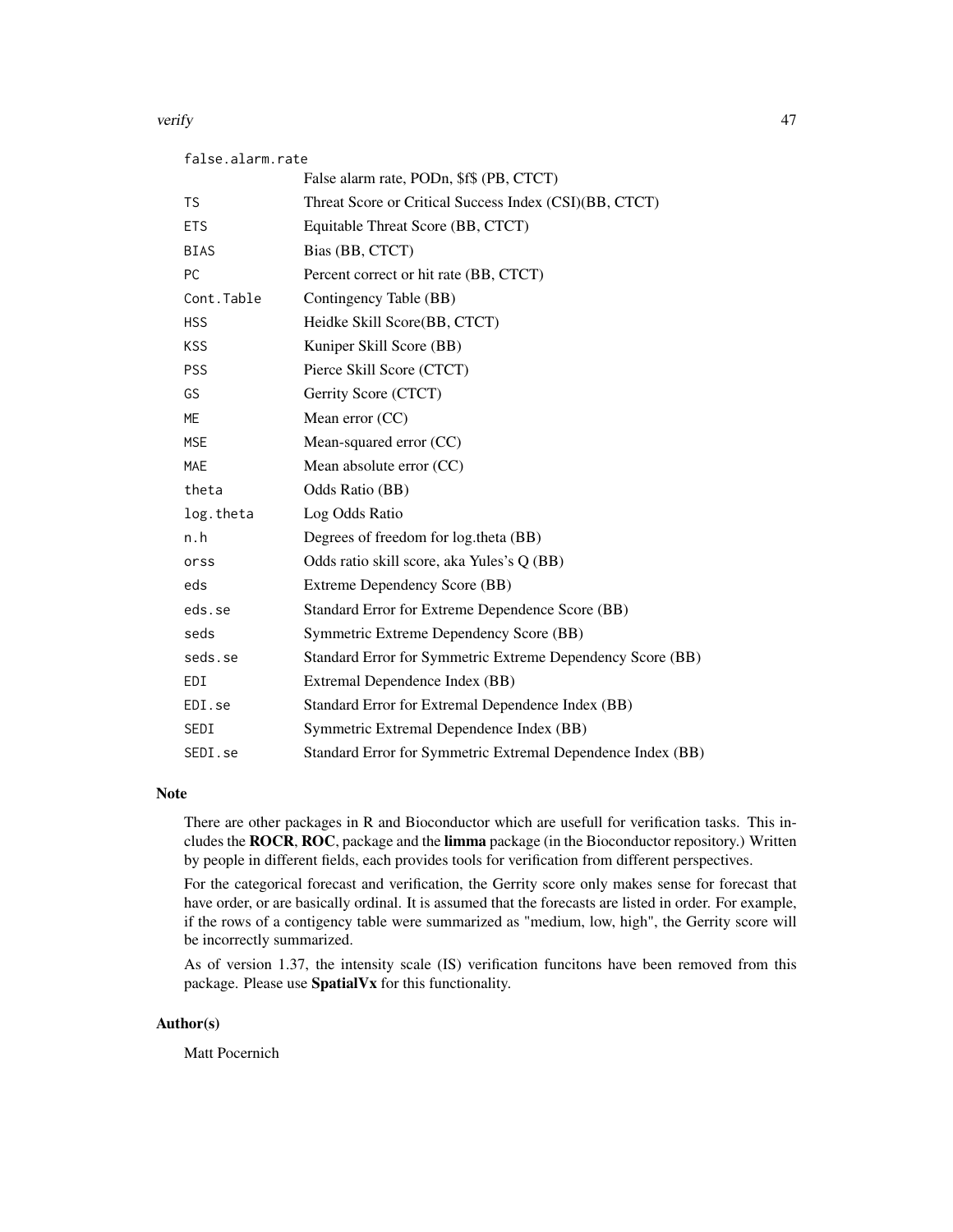| | |
|---|---|
| `false.alarm.rate` | False alarm rate, PODn, $f$ (PB, CTCT) |
| `TS` | Threat Score or Critical Success Index (CSI)(BB, CTCT) |
| `ETS` | Equitable Threat Score (BB, CTCT) |
| `BIAS` | Bias (BB, CTCT) |
| `PC` | Percent correct or hit rate (BB, CTCT) |
| `Cont.Table` | Contingency Table (BB) |
| `HSS` | Heidke Skill Score(BB, CTCT) |
| `KSS` | Kuniper Skill Score (BB) |
| `PSS` | Pierce Skill Score (CTCT) |
| `GS` | Gerrity Score (CTCT) |
| `ME` | Mean error (CC) |
| `MSE` | Mean-squared error (CC) |
| `MAE` | Mean absolute error (CC) |
| `theta` | Odds Ratio (BB) |
| `log.theta` | Log Odds Ratio |
| `n.h` | Degrees of freedom for log.theta (BB) |
| `orss` | Odds ratio skill score, aka Yules's Q (BB) |
| `eds` | Extreme Dependency Score (BB) |
| `eds.se` | Standard Error for Extreme Dependence Score (BB) |
| `seds` | Symmetric Extreme Dependency Score (BB) |
| `seds.se` | Standard Error for Symmetric Extreme Dependency Score (BB) |
| `EDI` | Extremal Dependence Index (BB) |
| `EDI.se` | Standard Error for Extremal Dependence Index (BB) |
| `SEDI` | Symmetric Extremal Dependence Index (BB) |
| `SEDI.se` | Standard Error for Symmetric Extremal Dependence Index (BB) |

### Note

There are other packages in R and Bioconductor which are usefull for verification tasks. This includes the **ROCR**, **ROC**, package and the **limma** package (in the Bioconductor repository.) Written by people in different fields, each provides tools for verification from different perspectives.

For the categorical forecast and verification, the Gerrity score only makes sense for forecast that have order, or are basically ordinal. It is assumed that the forecasts are listed in order. For example, if the rows of a contigency table were summarized as "medium, low, high", the Gerrity score will be incorrectly summarized.

As of version 1.37, the intensity scale (IS) verification funcitons have been removed from this package. Please use **SpatialVx** for this functionality.

### Author(s)

Matt Pocernich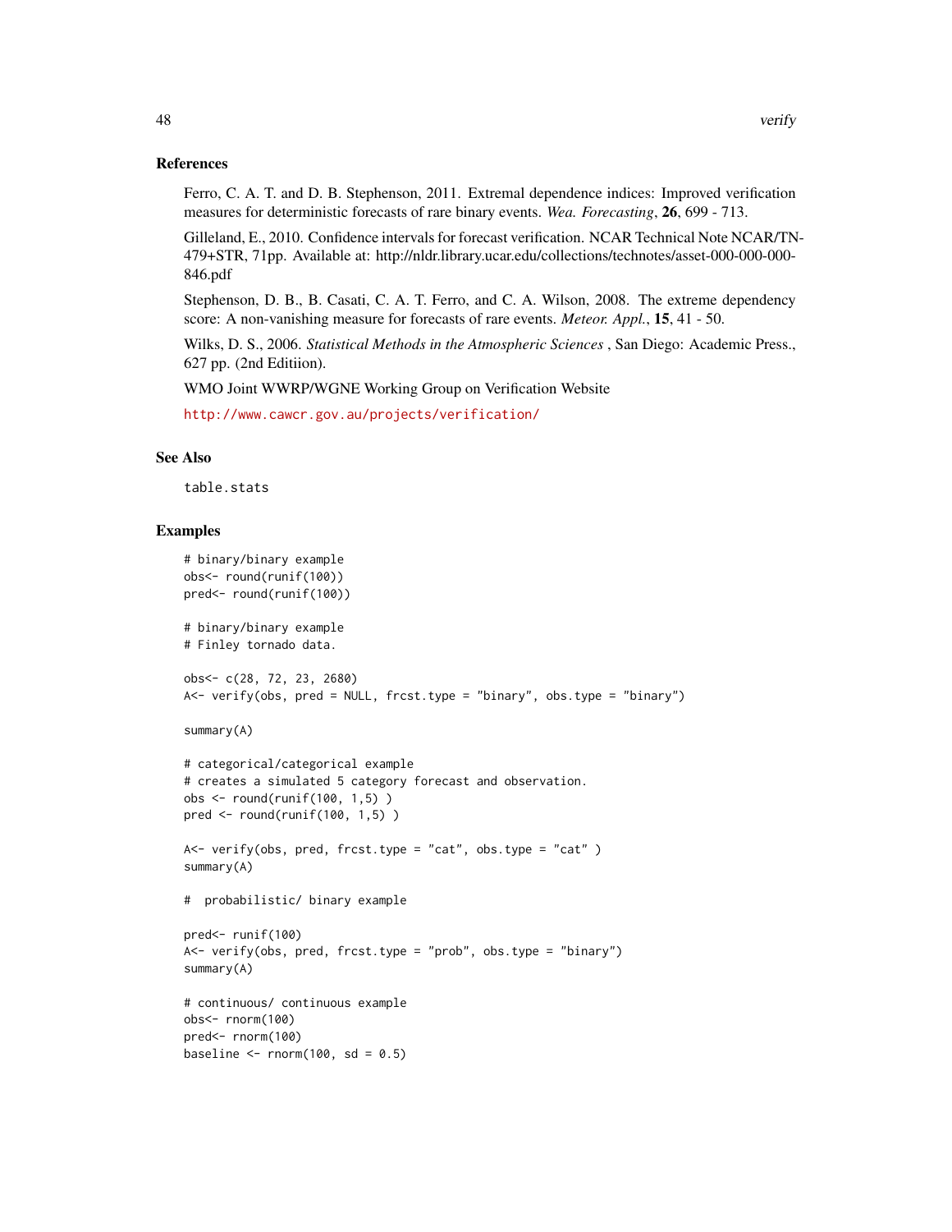## References

Ferro, C. A. T. and D. B. Stephenson, 2011. Extremal dependence indices: Improved verification measures for deterministic forecasts of rare binary events. *Wea. Forecasting*, **26**, 699 - 713.

Gilleland, E., 2010. Confidence intervals for forecast verification. NCAR Technical Note NCAR/TN-479+STR, 71pp. Available at: http://nldr.library.ucar.edu/collections/technotes/asset-000-000-000-846.pdf

Stephenson, D. B., B. Casati, C. A. T. Ferro, and C. A. Wilson, 2008. The extreme dependency score: A non-vanishing measure for forecasts of rare events. *Meteor. Appl.*, **15**, 41 - 50.

Wilks, D. S., 2006. *Statistical Methods in the Atmospheric Sciences* , San Diego: Academic Press., 627 pp. (2nd Editiion).

WMO Joint WWRP/WGNE Working Group on Verification Website

http://www.cawcr.gov.au/projects/verification/

## See Also

`table.stats`

## Examples

```
# binary/binary example
obs<- round(runif(100))
pred<- round(runif(100))

# binary/binary example
# Finley tornado data.

obs<- c(28, 72, 23, 2680)
A<- verify(obs, pred = NULL, frcst.type = "binary", obs.type = "binary")

summary(A)

# categorical/categorical example
# creates a simulated 5 category forecast and observation.
obs <- round(runif(100, 1,5) )
pred <- round(runif(100, 1,5) )

A<- verify(obs, pred, frcst.type = "cat", obs.type = "cat" )
summary(A)

#  probabilistic/ binary example

pred<- runif(100)
A<- verify(obs, pred, frcst.type = "prob", obs.type = "binary")
summary(A)

# continuous/ continuous example
obs<- rnorm(100)
pred<- rnorm(100)
baseline <- rnorm(100, sd = 0.5)
```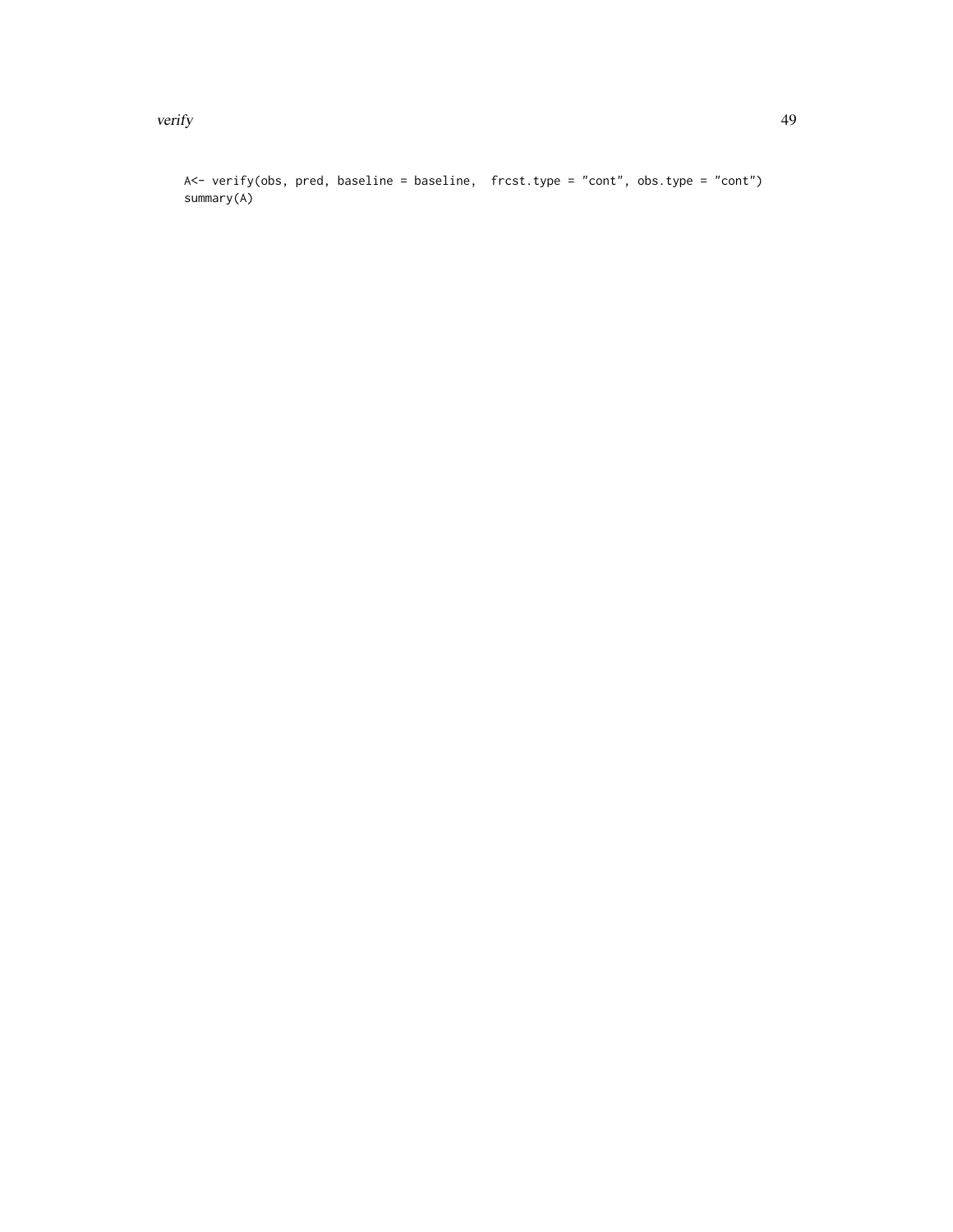```
A<- verify(obs, pred, baseline = baseline,  frcst.type = "cont", obs.type = "cont")
summary(A)
```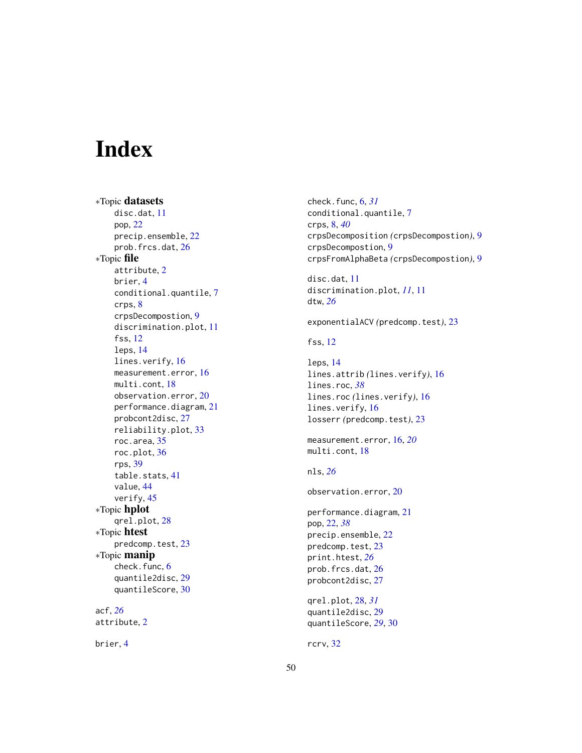# Index

∗Topic **datasets**
- disc.dat, 11
- pop, 22
- precip.ensemble, 22
- prob.frcs.dat, 26

∗Topic **file**
- attribute, 2
- brier, 4
- conditional.quantile, 7
- crps, 8
- crpsDecompostion, 9
- discrimination.plot, 11
- fss, 12
- leps, 14
- lines.verify, 16
- measurement.error, 16
- multi.cont, 18
- observation.error, 20
- performance.diagram, 21
- probcont2disc, 27
- reliability.plot, 33
- roc.area, 35
- roc.plot, 36
- rps, 39
- table.stats, 41
- value, 44
- verify, 45

∗Topic **hplot**
- qrel.plot, 28

∗Topic **htest**
- predcomp.test, 23

∗Topic **manip**
- check.func, 6
- quantile2disc, 29
- quantileScore, 30

acf, *26*
attribute, 2

brier, 4

check.func, 6, *31*
conditional.quantile, 7
crps, 8, *40*
crpsDecomposition *(*crpsDecompostion*)*, 9
crpsDecompostion, 9
crpsFromAlphaBeta *(*crpsDecompostion*)*, 9

disc.dat, 11
discrimination.plot, *11*, 11
dtw, *26*

exponentialACV *(*predcomp.test*)*, 23

fss, 12

leps, 14
lines.attrib *(*lines.verify*)*, 16
lines.roc, *38*
lines.roc *(*lines.verify*)*, 16
lines.verify, 16
losserr *(*predcomp.test*)*, 23

measurement.error, 16, *20*
multi.cont, 18

nls, *26*

observation.error, 20

performance.diagram, 21
pop, 22, *38*
precip.ensemble, 22
predcomp.test, 23
print.htest, *26*
prob.frcs.dat, 26
probcont2disc, 27

qrel.plot, 28, *31*
quantile2disc, 29
quantileScore, *29*, 30

rcrv, 32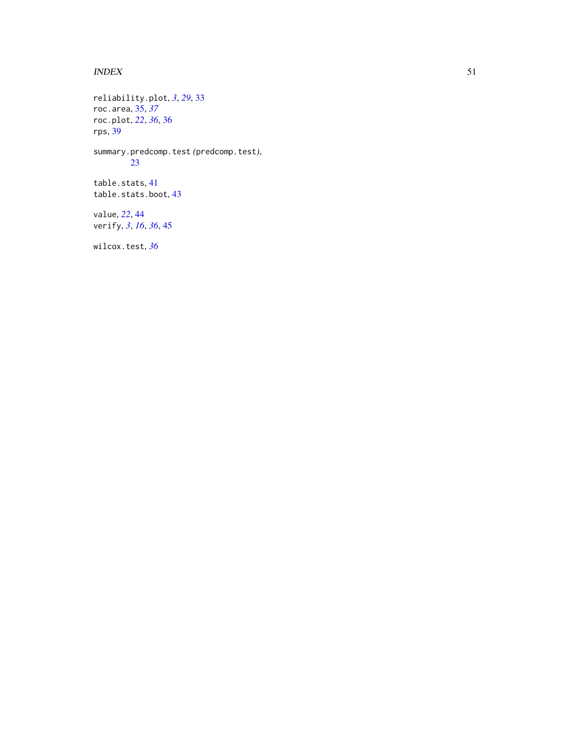reliability.plot, *3*, *29*, 33
roc.area, 35, *37*
roc.plot, *22*, *36*, 36
rps, 39

summary.predcomp.test *(*predcomp.test*)*, 23

table.stats, 41
table.stats.boot, 43

value, *22*, 44
verify, *3*, *16*, *36*, 45

wilcox.test, *36*